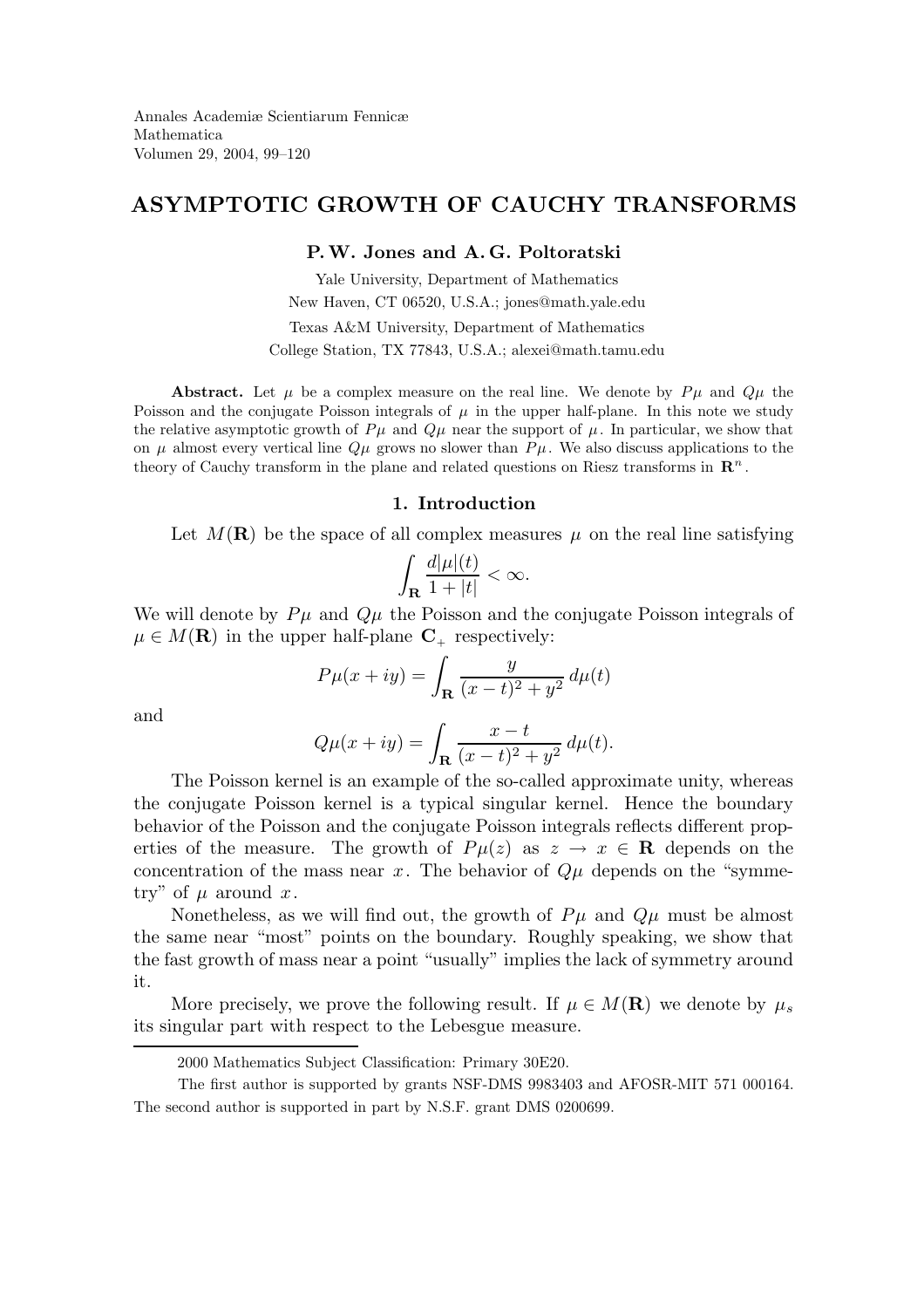Annales Academiæ Scientiarum Fennicæ
Mathematica
Volumen 29, 2004, 99–120

# ASYMPTOTIC GROWTH OF CAUCHY TRANSFORMS

**P. W. Jones and A. G. Poltoratski**

Yale University, Department of Mathematics
New Haven, CT 06520, U.S.A.; jones@math.yale.edu

Texas A&M University, Department of Mathematics
College Station, TX 77843, U.S.A.; alexei@math.tamu.edu

**Abstract.** Let $\mu$ be a complex measure on the real line. We denote by $P\mu$ and $Q\mu$ the Poisson and the conjugate Poisson integrals of $\mu$ in the upper half-plane. In this note we study the relative asymptotic growth of $P\mu$ and $Q\mu$ near the support of $\mu$. In particular, we show that on $\mu$ almost every vertical line $Q\mu$ grows no slower than $P\mu$. We also discuss applications to the theory of Cauchy transform in the plane and related questions on Riesz transforms in $\mathbf{R}^n$.

## 1. Introduction

Let $M(\mathbf{R})$ be the space of all complex measures $\mu$ on the real line satisfying

$$\int_{\mathbf{R}} \frac{d|\mu|(t)}{1+|t|} < \infty.$$

We will denote by $P\mu$ and $Q\mu$ the Poisson and the conjugate Poisson integrals of $\mu \in M(\mathbf{R})$ in the upper half-plane $\mathbf{C}_+$ respectively:

$$P\mu(x+iy) = \int_{\mathbf{R}} \frac{y}{(x-t)^2+y^2}\,d\mu(t)$$

and

$$Q\mu(x+iy) = \int_{\mathbf{R}} \frac{x-t}{(x-t)^2+y^2}\,d\mu(t).$$

The Poisson kernel is an example of the so-called approximate unity, whereas the conjugate Poisson kernel is a typical singular kernel. Hence the boundary behavior of the Poisson and the conjugate Poisson integrals reflects different properties of the measure. The growth of $P\mu(z)$ as $z \to x \in \mathbf{R}$ depends on the concentration of the mass near $x$. The behavior of $Q\mu$ depends on the "symmetry" of $\mu$ around $x$.

Nonetheless, as we will find out, the growth of $P\mu$ and $Q\mu$ must be almost the same near "most" points on the boundary. Roughly speaking, we show that the fast growth of mass near a point "usually" implies the lack of symmetry around it.

More precisely, we prove the following result. If $\mu \in M(\mathbf{R})$ we denote by $\mu_s$ its singular part with respect to the Lebesgue measure.

---

2000 Mathematics Subject Classification: Primary 30E20.

The first author is supported by grants NSF-DMS 9983403 and AFOSR-MIT 571 000164. The second author is supported in part by N.S.F. grant DMS 0200699.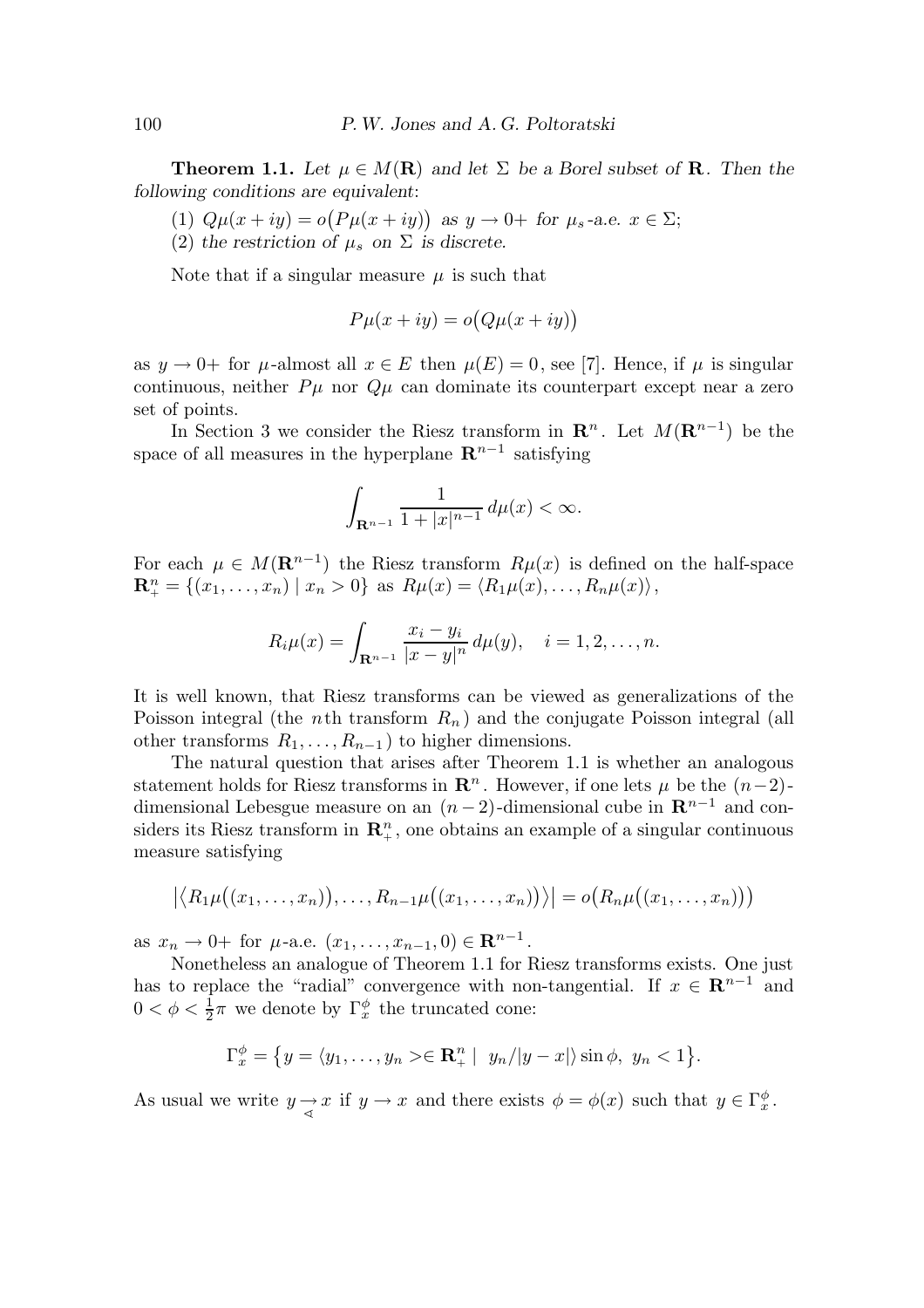**Theorem 1.1.** *Let $\mu \in M(\mathbf{R})$ and let $\Sigma$ be a Borel subset of $\mathbf{R}$. Then the following conditions are equivalent*:

(1) $Q\mu(x+iy) = o\big(P\mu(x+iy)\big)$ *as $y \to 0+$ for $\mu_s$-a.e. $x \in \Sigma$;*

(2) *the restriction of $\mu_s$ on $\Sigma$ is discrete.*

Note that if a singular measure $\mu$ is such that

$$P\mu(x+iy) = o\big(Q\mu(x+iy)\big)$$

as $y \to 0+$ for $\mu$-almost all $x \in E$ then $\mu(E) = 0$, see [7]. Hence, if $\mu$ is singular continuous, neither $P\mu$ nor $Q\mu$ can dominate its counterpart except near a zero set of points.

In Section 3 we consider the Riesz transform in $\mathbf{R}^n$. Let $M(\mathbf{R}^{n-1})$ be the space of all measures in the hyperplane $\mathbf{R}^{n-1}$ satisfying

$$\int_{\mathbf{R}^{n-1}} \frac{1}{1+|x|^{n-1}}\, d\mu(x) < \infty.$$

For each $\mu \in M(\mathbf{R}^{n-1})$ the Riesz transform $R\mu(x)$ is defined on the half-space $\mathbf{R}^n_+ = \{(x_1, \ldots, x_n) \mid x_n > 0\}$ as $R\mu(x) = \langle R_1\mu(x), \ldots, R_n\mu(x)\rangle$,

$$R_i\mu(x) = \int_{\mathbf{R}^{n-1}} \frac{x_i - y_i}{|x-y|^n}\, d\mu(y), \quad i = 1, 2, \ldots, n.$$

It is well known, that Riesz transforms can be viewed as generalizations of the Poisson integral (the $n$th transform $R_n$) and the conjugate Poisson integral (all other transforms $R_1, \ldots, R_{n-1}$) to higher dimensions.

The natural question that arises after Theorem 1.1 is whether an analogous statement holds for Riesz transforms in $\mathbf{R}^n$. However, if one lets $\mu$ be the $(n-2)$-dimensional Lebesgue measure on an $(n-2)$-dimensional cube in $\mathbf{R}^{n-1}$ and considers its Riesz transform in $\mathbf{R}^n_+$, one obtains an example of a singular continuous measure satisfying

$$\big|\big\langle R_1\mu\big((x_1, \ldots, x_n)\big), \ldots, R_{n-1}\mu\big((x_1, \ldots, x_n)\big)\big\rangle\big| = o\big(R_n\mu\big((x_1, \ldots, x_n)\big)\big)$$

as $x_n \to 0+$ for $\mu$-a.e. $(x_1, \ldots, x_{n-1}, 0) \in \mathbf{R}^{n-1}$.

Nonetheless an analogue of Theorem 1.1 for Riesz transforms exists. One just has to replace the "radial" convergence with non-tangential. If $x \in \mathbf{R}^{n-1}$ and $0 < \phi < \frac{1}{2}\pi$ we denote by $\Gamma^\phi_x$ the truncated cone:

$$\Gamma^\phi_x = \big\{y = \langle y_1, \ldots, y_n > \in \mathbf{R}^n_+ \mid \ y_n/|y-x|\rangle \sin\phi,\ y_n < 1\big\}.$$

As usual we write $y \underset{\sphericalangle}{\to} x$ if $y \to x$ and there exists $\phi = \phi(x)$ such that $y \in \Gamma^\phi_x$.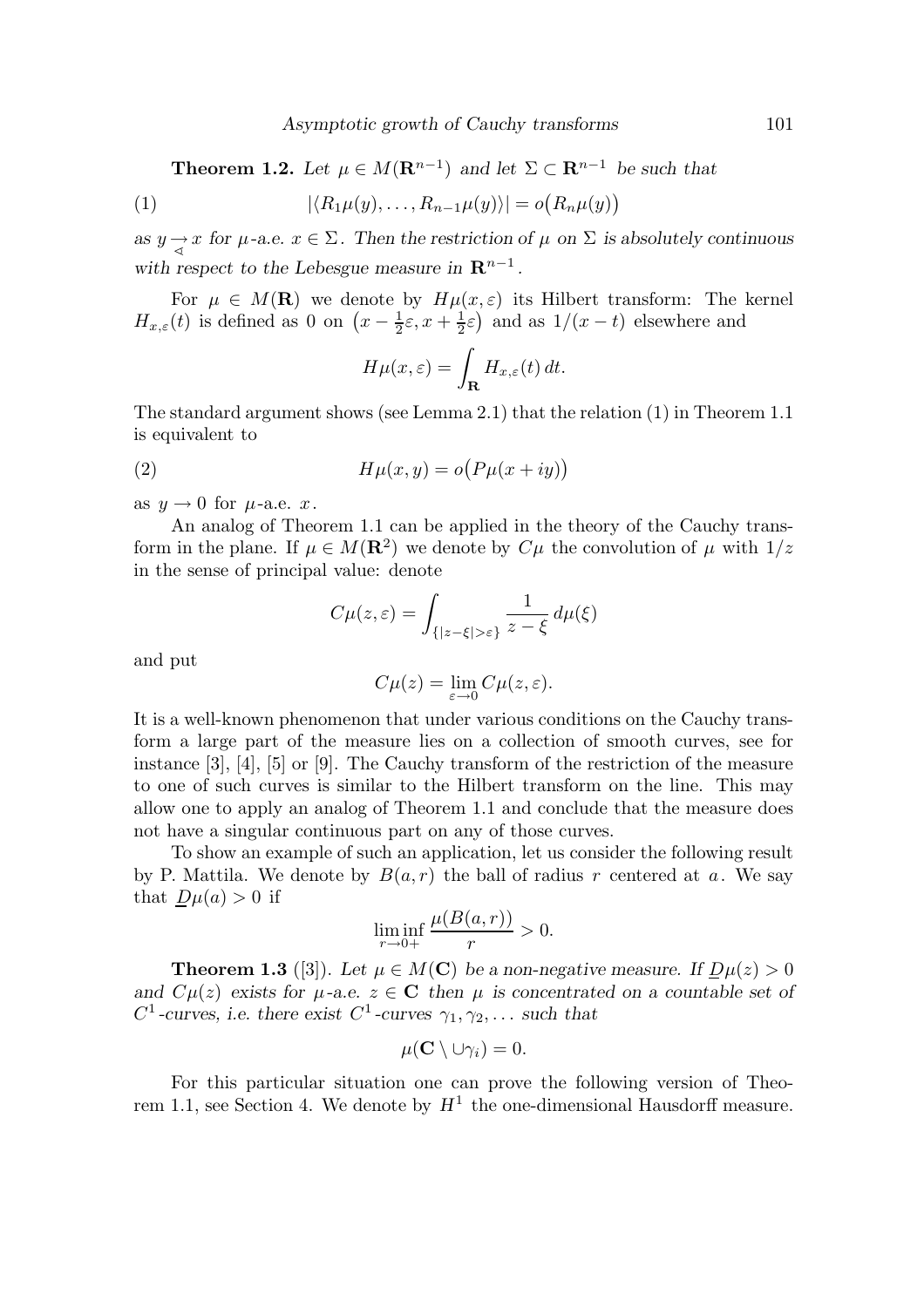**Theorem 1.2.** *Let $\mu \in M(\mathbf{R}^{n-1})$ and let $\Sigma \subset \mathbf{R}^{n-1}$ be such that*

$$|\langle R_1\mu(y), \dots, R_{n-1}\mu(y)\rangle| = o\big(R_n\mu(y)\big) \tag{1}$$

*as $y \underset{\triangleleft}{\to} x$ for $\mu$-a.e. $x \in \Sigma$. Then the restriction of $\mu$ on $\Sigma$ is absolutely continuous with respect to the Lebesgue measure in $\mathbf{R}^{n-1}$.*

For $\mu \in M(\mathbf{R})$ we denote by $H\mu(x,\varepsilon)$ its Hilbert transform: The kernel $H_{x,\varepsilon}(t)$ is defined as 0 on $\big(x - \frac{1}{2}\varepsilon, x + \frac{1}{2}\varepsilon\big)$ and as $1/(x-t)$ elsewhere and

$$H\mu(x,\varepsilon) = \int_{\mathbf{R}} H_{x,\varepsilon}(t)\,dt.$$

The standard argument shows (see Lemma 2.1) that the relation (1) in Theorem 1.1 is equivalent to

$$H\mu(x,y) = o\big(P\mu(x+iy)\big) \tag{2}$$

as $y \to 0$ for $\mu$-a.e. $x$.

An analog of Theorem 1.1 can be applied in the theory of the Cauchy transform in the plane. If $\mu \in M(\mathbf{R}^2)$ we denote by $C\mu$ the convolution of $\mu$ with $1/z$ in the sense of principal value: denote

$$C\mu(z,\varepsilon) = \int_{\{|z-\xi|>\varepsilon\}} \frac{1}{z-\xi}\,d\mu(\xi)$$

and put

$$C\mu(z) = \lim_{\varepsilon\to 0} C\mu(z,\varepsilon).$$

It is a well-known phenomenon that under various conditions on the Cauchy transform a large part of the measure lies on a collection of smooth curves, see for instance [3], [4], [5] or [9]. The Cauchy transform of the restriction of the measure to one of such curves is similar to the Hilbert transform on the line. This may allow one to apply an analog of Theorem 1.1 and conclude that the measure does not have a singular continuous part on any of those curves.

To show an example of such an application, let us consider the following result by P. Mattila. We denote by $B(a,r)$ the ball of radius $r$ centered at $a$. We say that $\underline{D}\mu(a) > 0$ if

$$\liminf_{r\to 0+} \frac{\mu(B(a,r))}{r} > 0.$$

**Theorem 1.3** ([3]). *Let $\mu \in M(\mathbf{C})$ be a non-negative measure. If $\underline{D}\mu(z) > 0$ and $C\mu(z)$ exists for $\mu$-a.e. $z \in \mathbf{C}$ then $\mu$ is concentrated on a countable set of $C^1$-curves, i.e. there exist $C^1$-curves $\gamma_1, \gamma_2, \dots$ such that*

$$\mu(\mathbf{C} \setminus \cup\gamma_i) = 0.$$

For this particular situation one can prove the following version of Theorem 1.1, see Section 4. We denote by $H^1$ the one-dimensional Hausdorff measure.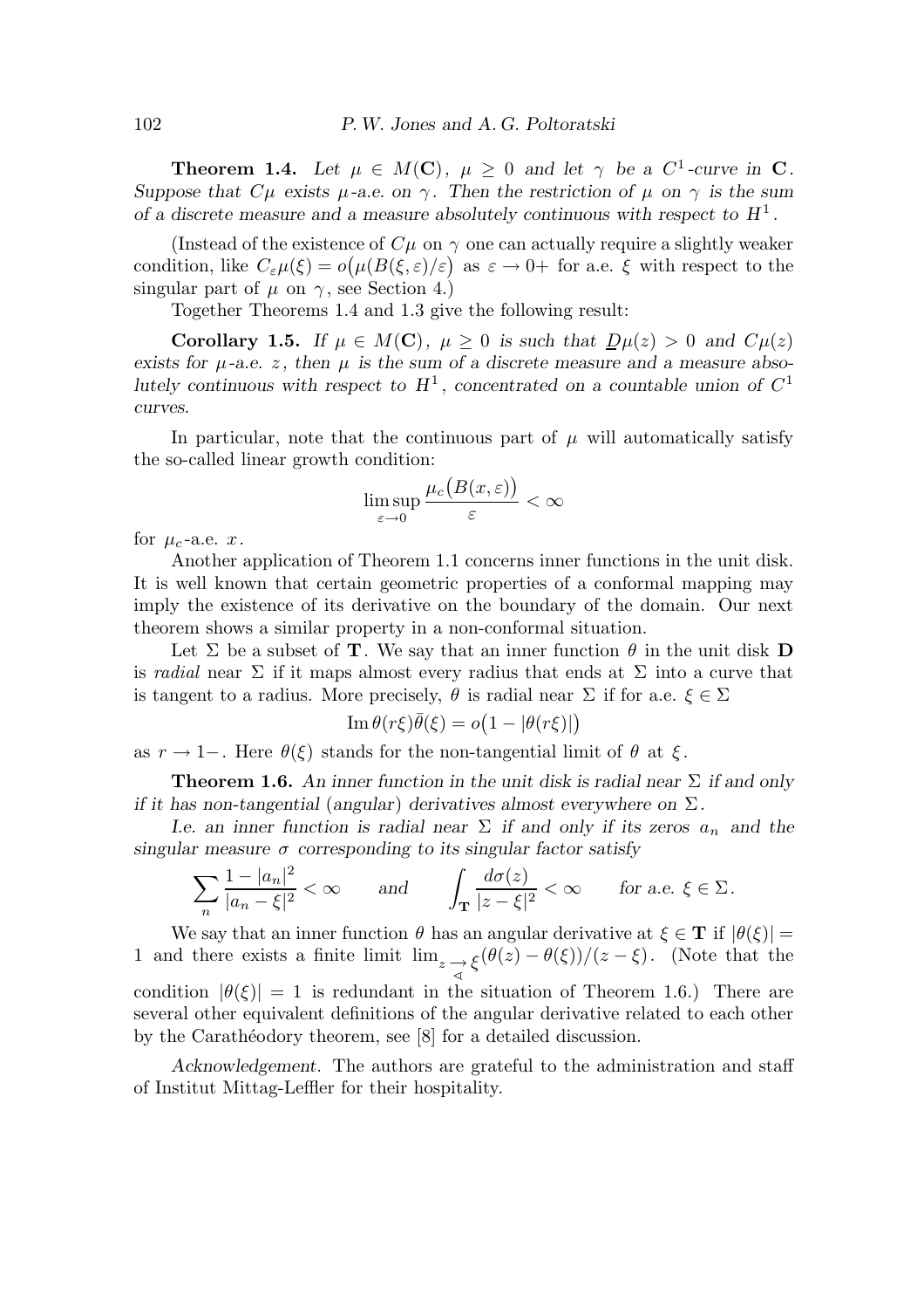**Theorem 1.4.** *Let $\mu \in M(\mathbf{C})$, $\mu \geq 0$ and let $\gamma$ be a $C^1$-curve in $\mathbf{C}$. Suppose that $C\mu$ exists $\mu$-a.e. on $\gamma$. Then the restriction of $\mu$ on $\gamma$ is the sum of a discrete measure and a measure absolutely continuous with respect to $H^1$.*

(Instead of the existence of $C\mu$ on $\gamma$ one can actually require a slightly weaker condition, like $C_\varepsilon\mu(\xi) = o\big(\mu(B(\xi,\varepsilon)/\varepsilon\big)$ as $\varepsilon \to 0+$ for a.e. $\xi$ with respect to the singular part of $\mu$ on $\gamma$, see Section 4.)

Together Theorems 1.4 and 1.3 give the following result:

**Corollary 1.5.** *If $\mu \in M(\mathbf{C})$, $\mu \geq 0$ is such that $\underline{D}\mu(z) > 0$ and $C\mu(z)$ exists for $\mu$-a.e. $z$, then $\mu$ is the sum of a discrete measure and a measure absolutely continuous with respect to $H^1$, concentrated on a countable union of $C^1$ curves.*

In particular, note that the continuous part of $\mu$ will automatically satisfy the so-called linear growth condition:

$$\limsup_{\varepsilon \to 0} \frac{\mu_c\big(B(x,\varepsilon)\big)}{\varepsilon} < \infty$$

for $\mu_c$-a.e. $x$.

Another application of Theorem 1.1 concerns inner functions in the unit disk. It is well known that certain geometric properties of a conformal mapping may imply the existence of its derivative on the boundary of the domain. Our next theorem shows a similar property in a non-conformal situation.

Let $\Sigma$ be a subset of $\mathbf{T}$. We say that an inner function $\theta$ in the unit disk $\mathbf{D}$ is *radial* near $\Sigma$ if it maps almost every radius that ends at $\Sigma$ into a curve that is tangent to a radius. More precisely, $\theta$ is radial near $\Sigma$ if for a.e. $\xi \in \Sigma$

$$\operatorname{Im} \theta(r\xi)\bar{\theta}(\xi) = o\big(1 - |\theta(r\xi)|\big)$$

as $r \to 1-$. Here $\theta(\xi)$ stands for the non-tangential limit of $\theta$ at $\xi$.

**Theorem 1.6.** *An inner function in the unit disk is radial near $\Sigma$ if and only if it has non-tangential (angular) derivatives almost everywhere on $\Sigma$.*

*I.e. an inner function is radial near $\Sigma$ if and only if its zeros $a_n$ and the singular measure $\sigma$ corresponding to its singular factor satisfy*

$$\sum_n \frac{1 - |a_n|^2}{|a_n - \xi|^2} < \infty \qquad \text{and} \qquad \int_{\mathbf{T}} \frac{d\sigma(z)}{|z - \xi|^2} < \infty \qquad \text{for a.e. } \xi \in \Sigma.$$

We say that an inner function $\theta$ has an angular derivative at $\xi \in \mathbf{T}$ if $|\theta(\xi)| = 1$ and there exists a finite limit $\lim_{z \underset{\sphericalangle}{\to} \xi} (\theta(z) - \theta(\xi))/(z - \xi)$. (Note that the condition $|\theta(\xi)| = 1$ is redundant in the situation of Theorem 1.6.) There are several other equivalent definitions of the angular derivative related to each other by the Carathéodory theorem, see [8] for a detailed discussion.

*Acknowledgement.* The authors are grateful to the administration and staff of Institut Mittag-Leffler for their hospitality.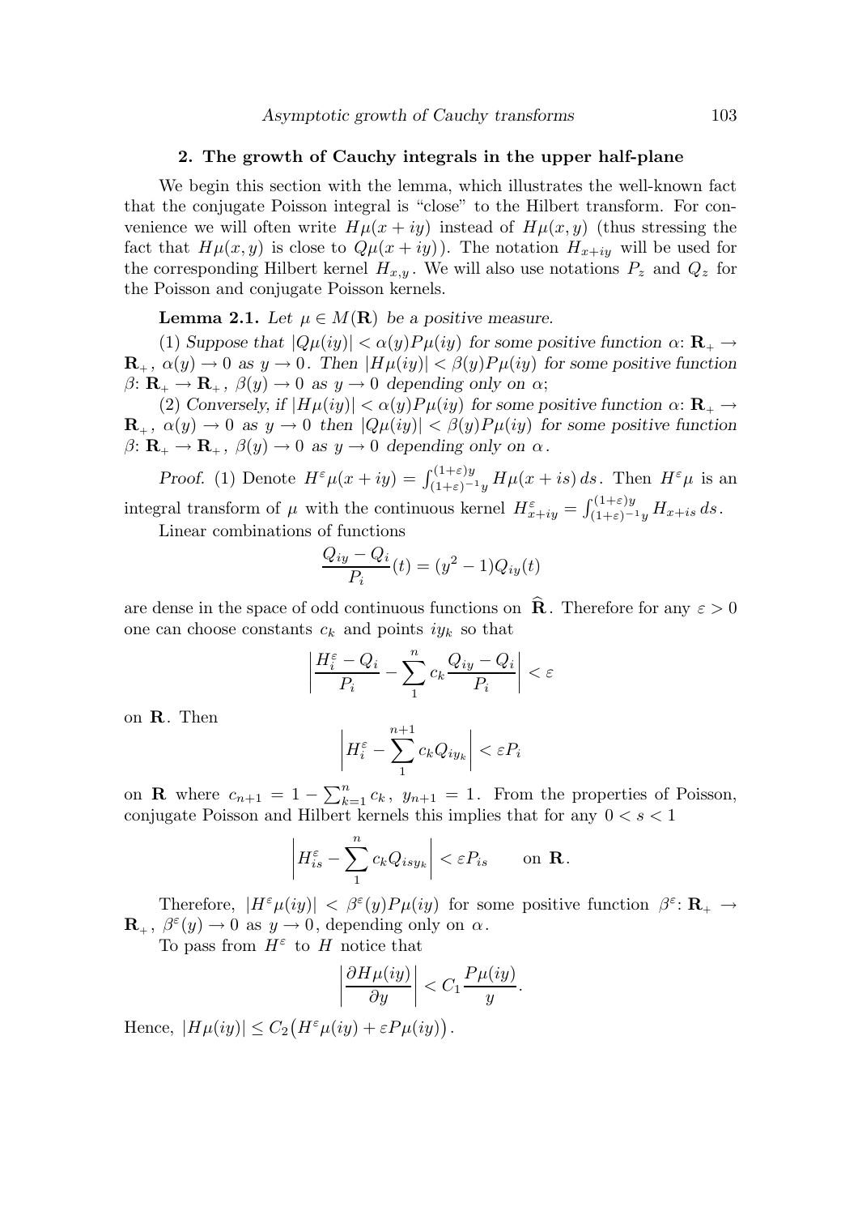## 2. The growth of Cauchy integrals in the upper half-plane

We begin this section with the lemma, which illustrates the well-known fact that the conjugate Poisson integral is "close" to the Hilbert transform. For convenience we will often write $H\mu(x+iy)$ instead of $H\mu(x,y)$ (thus stressing the fact that $H\mu(x,y)$ is close to $Q\mu(x+iy)$). The notation $H_{x+iy}$ will be used for the corresponding Hilbert kernel $H_{x,y}$. We will also use notations $P_z$ and $Q_z$ for the Poisson and conjugate Poisson kernels.

**Lemma 2.1.** *Let $\mu \in M(\mathbf{R})$ be a positive measure.*

(1) *Suppose that $|Q\mu(iy)| < \alpha(y)P\mu(iy)$ for some positive function $\alpha\colon \mathbf{R}_+ \to \mathbf{R}_+$, $\alpha(y) \to 0$ as $y \to 0$. Then $|H\mu(iy)| < \beta(y)P\mu(iy)$ for some positive function $\beta\colon \mathbf{R}_+ \to \mathbf{R}_+$, $\beta(y) \to 0$ as $y \to 0$ depending only on $\alpha$;*

(2) *Conversely, if $|H\mu(iy)| < \alpha(y)P\mu(iy)$ for some positive function $\alpha\colon \mathbf{R}_+ \to \mathbf{R}_+$, $\alpha(y) \to 0$ as $y \to 0$ then $|Q\mu(iy)| < \beta(y)P\mu(iy)$ for some positive function $\beta\colon \mathbf{R}_+ \to \mathbf{R}_+$, $\beta(y) \to 0$ as $y \to 0$ depending only on $\alpha$.*

*Proof.* (1) Denote $H^{\varepsilon}\mu(x+iy) = \int_{(1+\varepsilon)^{-1}y}^{(1+\varepsilon)y} H\mu(x+is)\,ds$. Then $H^{\varepsilon}\mu$ is an integral transform of $\mu$ with the continuous kernel $H^{\varepsilon}_{x+iy} = \int_{(1+\varepsilon)^{-1}y}^{(1+\varepsilon)y} H_{x+is}\,ds$.

Linear combinations of functions

$$\frac{Q_{iy} - Q_i}{P_i}(t) = (y^2-1)Q_{iy}(t)$$

are dense in the space of odd continuous functions on $\widehat{\mathbf{R}}$. Therefore for any $\varepsilon > 0$ one can choose constants $c_k$ and points $iy_k$ so that

$$\left| \frac{H^{\varepsilon}_i - Q_i}{P_i} - \sum_1^n c_k \frac{Q_{iy} - Q_i}{P_i} \right| < \varepsilon$$

on $\mathbf{R}$. Then

$$\left| H^{\varepsilon}_i - \sum_1^{n+1} c_k Q_{iy_k} \right| < \varepsilon P_i$$

on $\mathbf{R}$ where $c_{n+1} = 1 - \sum_{k=1}^n c_k$, $y_{n+1} = 1$. From the properties of Poisson, conjugate Poisson and Hilbert kernels this implies that for any $0 < s < 1$

$$\left| H^{\varepsilon}_{is} - \sum_1^n c_k Q_{isy_k} \right| < \varepsilon P_{is} \qquad \text{on } \mathbf{R}.$$

Therefore, $|H^{\varepsilon}\mu(iy)| < \beta^{\varepsilon}(y)P\mu(iy)$ for some positive function $\beta^{\varepsilon}\colon \mathbf{R}_+ \to \mathbf{R}_+$, $\beta^{\varepsilon}(y) \to 0$ as $y \to 0$, depending only on $\alpha$.

To pass from $H^{\varepsilon}$ to $H$ notice that

$$\left| \frac{\partial H\mu(iy)}{\partial y} \right| < C_1 \frac{P\mu(iy)}{y}.$$

Hence, $|H\mu(iy)| \le C_2\big(H^{\varepsilon}\mu(iy) + \varepsilon P\mu(iy)\big)$.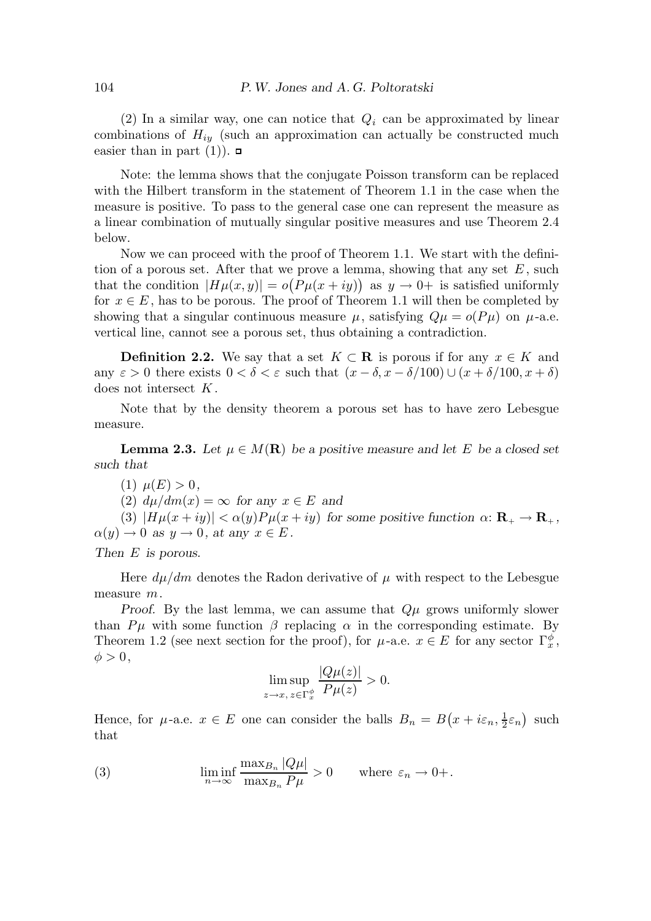(2) In a similar way, one can notice that $Q_i$ can be approximated by linear combinations of $H_{iy}$ (such an approximation can actually be constructed much easier than in part (1)). ▫

Note: the lemma shows that the conjugate Poisson transform can be replaced with the Hilbert transform in the statement of Theorem 1.1 in the case when the measure is positive. To pass to the general case one can represent the measure as a linear combination of mutually singular positive measures and use Theorem 2.4 below.

Now we can proceed with the proof of Theorem 1.1. We start with the definition of a porous set. After that we prove a lemma, showing that any set $E$, such that the condition $|H\mu(x,y)| = o\big(P\mu(x+iy)\big)$ as $y \to 0+$ is satisfied uniformly for $x \in E$, has to be porous. The proof of Theorem 1.1 will then be completed by showing that a singular continuous measure $\mu$, satisfying $Q\mu = o(P\mu)$ on $\mu$-a.e. vertical line, cannot see a porous set, thus obtaining a contradiction.

**Definition 2.2.** We say that a set $K \subset \mathbf{R}$ is porous if for any $x \in K$ and any $\varepsilon > 0$ there exists $0 < \delta < \varepsilon$ such that $(x-\delta, x-\delta/100) \cup (x+\delta/100, x+\delta)$ does not intersect $K$.

Note that by the density theorem a porous set has to have zero Lebesgue measure.

**Lemma 2.3.** *Let $\mu \in M(\mathbf{R})$ be a positive measure and let $E$ be a closed set such that*

*(1) $\mu(E) > 0$,*

*(2) $d\mu/dm(x) = \infty$ for any $x \in E$ and*

*(3) $|H\mu(x+iy)| < \alpha(y) P\mu(x+iy)$ for some positive function $\alpha\colon \mathbf{R}_+ \to \mathbf{R}_+$, $\alpha(y) \to 0$ as $y \to 0$, at any $x \in E$.*

*Then $E$ is porous.*

Here $d\mu/dm$ denotes the Radon derivative of $\mu$ with respect to the Lebesgue measure $m$.

*Proof.* By the last lemma, we can assume that $Q\mu$ grows uniformly slower than $P\mu$ with some function $\beta$ replacing $\alpha$ in the corresponding estimate. By Theorem 1.2 (see next section for the proof), for $\mu$-a.e. $x \in E$ for any sector $\Gamma_x^\phi$, $\phi > 0$,

$$\limsup_{z\to x,\, z\in\Gamma_x^\phi} \frac{|Q\mu(z)|}{P\mu(z)} > 0.$$

Hence, for $\mu$-a.e. $x \in E$ one can consider the balls $B_n = B\big(x + i\varepsilon_n, \tfrac{1}{2}\varepsilon_n\big)$ such that

$$\liminf_{n\to\infty} \frac{\max_{B_n} |Q\mu|}{\max_{B_n} P\mu} > 0 \qquad \text{where } \varepsilon_n \to 0+. \tag{3}$$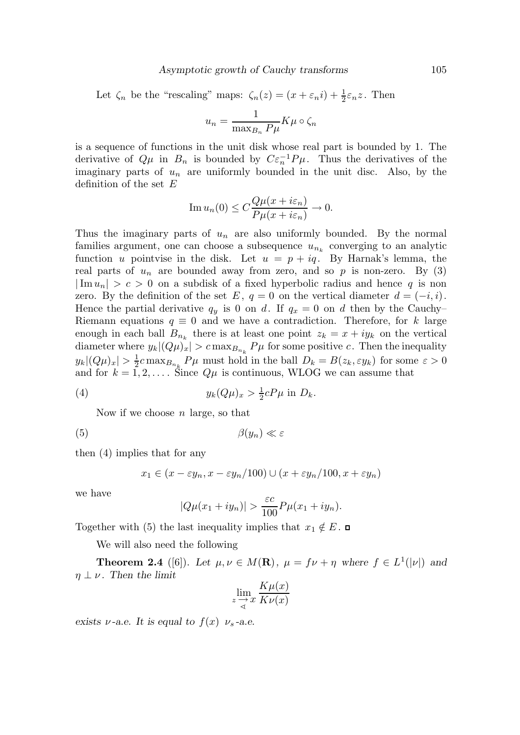Let $\zeta_n$ be the "rescaling" maps: $\zeta_n(z) = (x + \varepsilon_n i) + \frac{1}{2}\varepsilon_n z$. Then

$$u_n = \frac{1}{\max_{B_n} P\mu} K\mu \circ \zeta_n$$

is a sequence of functions in the unit disk whose real part is bounded by 1. The derivative of $Q\mu$ in $B_n$ is bounded by $C\varepsilon_n^{-1} P\mu$. Thus the derivatives of the imaginary parts of $u_n$ are uniformly bounded in the unit disc. Also, by the definition of the set $E$

$$\operatorname{Im} u_n(0) \le C \frac{Q\mu(x + i\varepsilon_n)}{P\mu(x + i\varepsilon_n)} \to 0.$$

Thus the imaginary parts of $u_n$ are also uniformly bounded. By the normal families argument, one can choose a subsequence $u_{n_k}$ converging to an analytic function $u$ pointvise in the disk. Let $u = p + iq$. By Harnak's lemma, the real parts of $u_n$ are bounded away from zero, and so $p$ is non-zero. By (3) $|\operatorname{Im} u_n| > c > 0$ on a subdisk of a fixed hyperbolic radius and hence $q$ is non zero. By the definition of the set $E$, $q = 0$ on the vertical diameter $d = (-i, i)$. Hence the partial derivative $q_y$ is 0 on $d$. If $q_x = 0$ on $d$ then by the Cauchy–Riemann equations $q \equiv 0$ and we have a contradiction. Therefore, for $k$ large enough in each ball $B_{n_k}$ there is at least one point $z_k = x + iy_k$ on the vertical diameter where $y_k|(Q\mu)_x| > c \max_{B_{n_k}} P\mu$ for some positive $c$. Then the inequality $y_k|(Q\mu)_x| > \frac{1}{2}c \max_{B_{n_k}} P\mu$ must hold in the ball $D_k = B(z_k, \varepsilon y_k)$ for some $\varepsilon > 0$ and for $k = 1, 2, \ldots$. Since $Q\mu$ is continuous, WLOG we can assume that

$$y_k (Q\mu)_x > \tfrac{1}{2} c P\mu \text{ in } D_k. \tag{4}$$

Now if we choose $n$ large, so that

$$\beta(y_n) \ll \varepsilon \tag{5}$$

then (4) implies that for any

$$x_1 \in (x - \varepsilon y_n, x - \varepsilon y_n/100) \cup (x + \varepsilon y_n/100, x + \varepsilon y_n)$$

we have

$$|Q\mu(x_1 + iy_n)| > \frac{\varepsilon c}{100} P\mu(x_1 + iy_n).$$

Together with (5) the last inequality implies that $x_1 \notin E$. ◻

We will also need the following

**Theorem 2.4** ([6]). *Let $\mu, \nu \in M(\mathbf{R})$, $\mu = f\nu + \eta$ where $f \in L^1(|\nu|)$ and $\eta \perp \nu$. Then the limit*

$$\lim_{z \underset{\sphericalangle}{\to} x} \frac{K\mu(x)}{K\nu(x)}$$

*exists $\nu$-a.e. It is equal to $f(x)$ $\nu_s$-a.e.*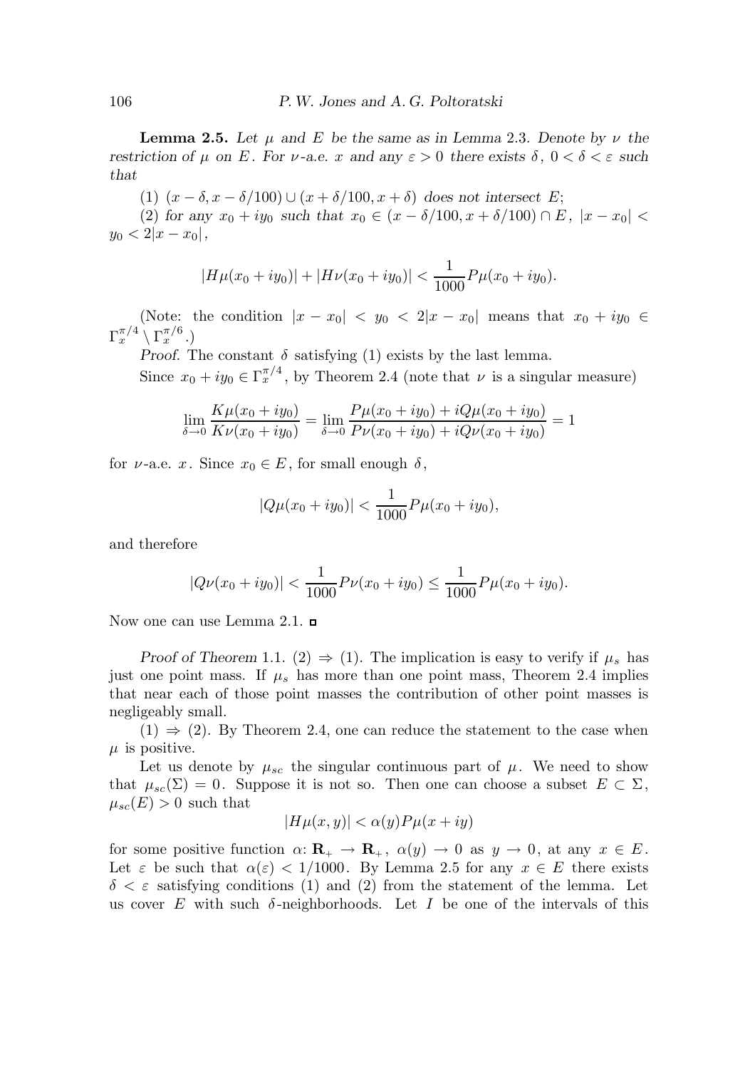**Lemma 2.5.** *Let $\mu$ and $E$ be the same as in Lemma* 2.3*. Denote by $\nu$ the restriction of $\mu$ on $E$. For $\nu$-a.e. $x$ and any $\varepsilon > 0$ there exists $\delta$, $0 < \delta < \varepsilon$ such that*

(1) *$(x - \delta, x - \delta/100) \cup (x + \delta/100, x + \delta)$ does not intersect $E$;*

(2) *for any $x_0 + iy_0$ such that $x_0 \in (x - \delta/100, x + \delta/100) \cap E$, $|x - x_0| < y_0 < 2|x - x_0|$,*

$$|H\mu(x_0 + iy_0)| + |H\nu(x_0 + iy_0)| < \frac{1}{1000} P\mu(x_0 + iy_0).$$

(Note: the condition $|x - x_0| < y_0 < 2|x - x_0|$ means that $x_0 + iy_0 \in \Gamma_x^{\pi/4} \setminus \Gamma_x^{\pi/6}$.)

*Proof.* The constant $\delta$ satisfying (1) exists by the last lemma.

Since $x_0 + iy_0 \in \Gamma_x^{\pi/4}$, by Theorem 2.4 (note that $\nu$ is a singular measure)

$$\lim_{\delta \to 0} \frac{K\mu(x_0 + iy_0)}{K\nu(x_0 + iy_0)} = \lim_{\delta \to 0} \frac{P\mu(x_0 + iy_0) + iQ\mu(x_0 + iy_0)}{P\nu(x_0 + iy_0) + iQ\nu(x_0 + iy_0)} = 1$$

for $\nu$-a.e. $x$. Since $x_0 \in E$, for small enough $\delta$,

$$|Q\mu(x_0 + iy_0)| < \frac{1}{1000} P\mu(x_0 + iy_0),$$

and therefore

$$|Q\nu(x_0 + iy_0)| < \frac{1}{1000} P\nu(x_0 + iy_0) \le \frac{1}{1000} P\mu(x_0 + iy_0).$$

Now one can use Lemma 2.1. ▫

*Proof of Theorem* 1.1. (2) $\Rightarrow$ (1). The implication is easy to verify if $\mu_s$ has just one point mass. If $\mu_s$ has more than one point mass, Theorem 2.4 implies that near each of those point masses the contribution of other point masses is negligeably small.

(1) $\Rightarrow$ (2). By Theorem 2.4, one can reduce the statement to the case when $\mu$ is positive.

Let us denote by $\mu_{sc}$ the singular continuous part of $\mu$. We need to show that $\mu_{sc}(\Sigma) = 0$. Suppose it is not so. Then one can choose a subset $E \subset \Sigma$, $\mu_{sc}(E) > 0$ such that

$$|H\mu(x, y)| < \alpha(y) P\mu(x + iy)$$

for some positive function $\alpha \colon \mathbf{R}_+ \to \mathbf{R}_+$, $\alpha(y) \to 0$ as $y \to 0$, at any $x \in E$. Let $\varepsilon$ be such that $\alpha(\varepsilon) < 1/1000$. By Lemma 2.5 for any $x \in E$ there exists $\delta < \varepsilon$ satisfying conditions (1) and (2) from the statement of the lemma. Let us cover $E$ with such $\delta$-neighborhoods. Let $I$ be one of the intervals of this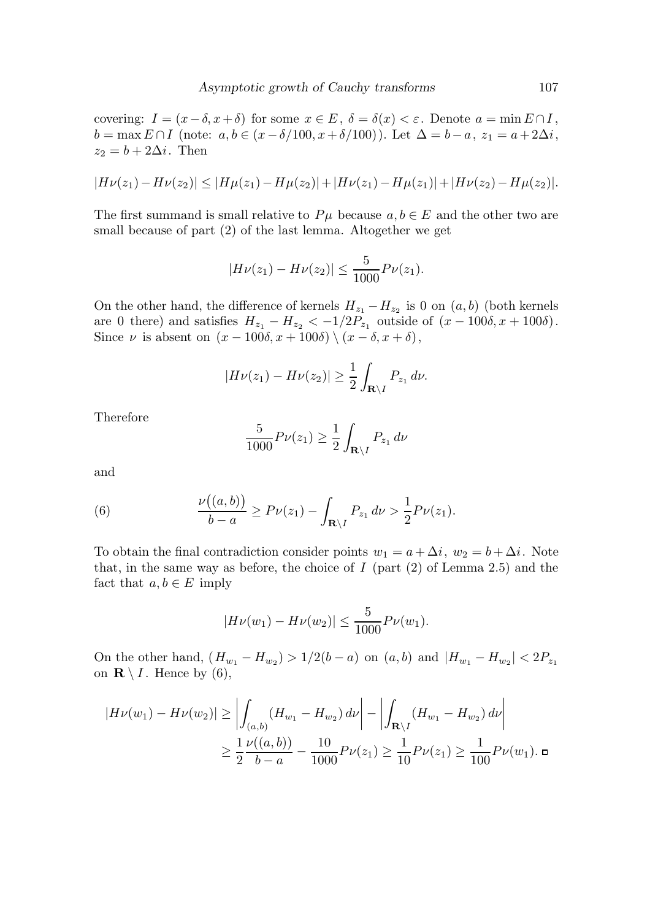covering: $I = (x - \delta, x + \delta)$ for some $x \in E$, $\delta = \delta(x) < \varepsilon$. Denote $a = \min E \cap I$, $b = \max E \cap I$ (note: $a, b \in (x - \delta/100, x + \delta/100)$). Let $\Delta = b - a$, $z_1 = a + 2\Delta i$, $z_2 = b + 2\Delta i$. Then

$$|H\nu(z_1) - H\nu(z_2)| \le |H\mu(z_1) - H\mu(z_2)| + |H\nu(z_1) - H\mu(z_1)| + |H\nu(z_2) - H\mu(z_2)|.$$

The first summand is small relative to $P\mu$ because $a, b \in E$ and the other two are small because of part (2) of the last lemma. Altogether we get

$$|H\nu(z_1) - H\nu(z_2)| \le \frac{5}{1000} P\nu(z_1).$$

On the other hand, the difference of kernels $H_{z_1} - H_{z_2}$ is 0 on $(a, b)$ (both kernels are 0 there) and satisfies $H_{z_1} - H_{z_2} < -1/2P_{z_1}$ outside of $(x - 100\delta, x + 100\delta)$. Since $\nu$ is absent on $(x - 100\delta, x + 100\delta) \setminus (x - \delta, x + \delta)$,

$$|H\nu(z_1) - H\nu(z_2)| \ge \frac{1}{2} \int_{\mathbf{R} \setminus I} P_{z_1}\, d\nu.$$

Therefore

$$\frac{5}{1000} P\nu(z_1) \ge \frac{1}{2} \int_{\mathbf{R} \setminus I} P_{z_1}\, d\nu$$

and

$$\frac{\nu\big((a, b)\big)}{b - a} \ge P\nu(z_1) - \int_{\mathbf{R} \setminus I} P_{z_1}\, d\nu > \frac{1}{2} P\nu(z_1). \tag{6}$$

To obtain the final contradiction consider points $w_1 = a + \Delta i$, $w_2 = b + \Delta i$. Note that, in the same way as before, the choice of $I$ (part (2) of Lemma 2.5) and the fact that $a, b \in E$ imply

$$|H\nu(w_1) - H\nu(w_2)| \le \frac{5}{1000} P\nu(w_1).$$

On the other hand, $(H_{w_1} - H_{w_2}) > 1/2(b - a)$ on $(a, b)$ and $|H_{w_1} - H_{w_2}| < 2P_{z_1}$ on $\mathbf{R} \setminus I$. Hence by (6),

$$\begin{aligned}
|H\nu(w_1) - H\nu(w_2)| &\ge \left| \int_{(a,b)} (H_{w_1} - H_{w_2})\, d\nu \right| - \left| \int_{\mathbf{R} \setminus I} (H_{w_1} - H_{w_2})\, d\nu \right| \\
&\ge \frac{1}{2} \frac{\nu((a, b))}{b - a} - \frac{10}{1000} P\nu(z_1) \ge \frac{1}{10} P\nu(z_1) \ge \frac{1}{100} P\nu(w_1). \quad \square
\end{aligned}$$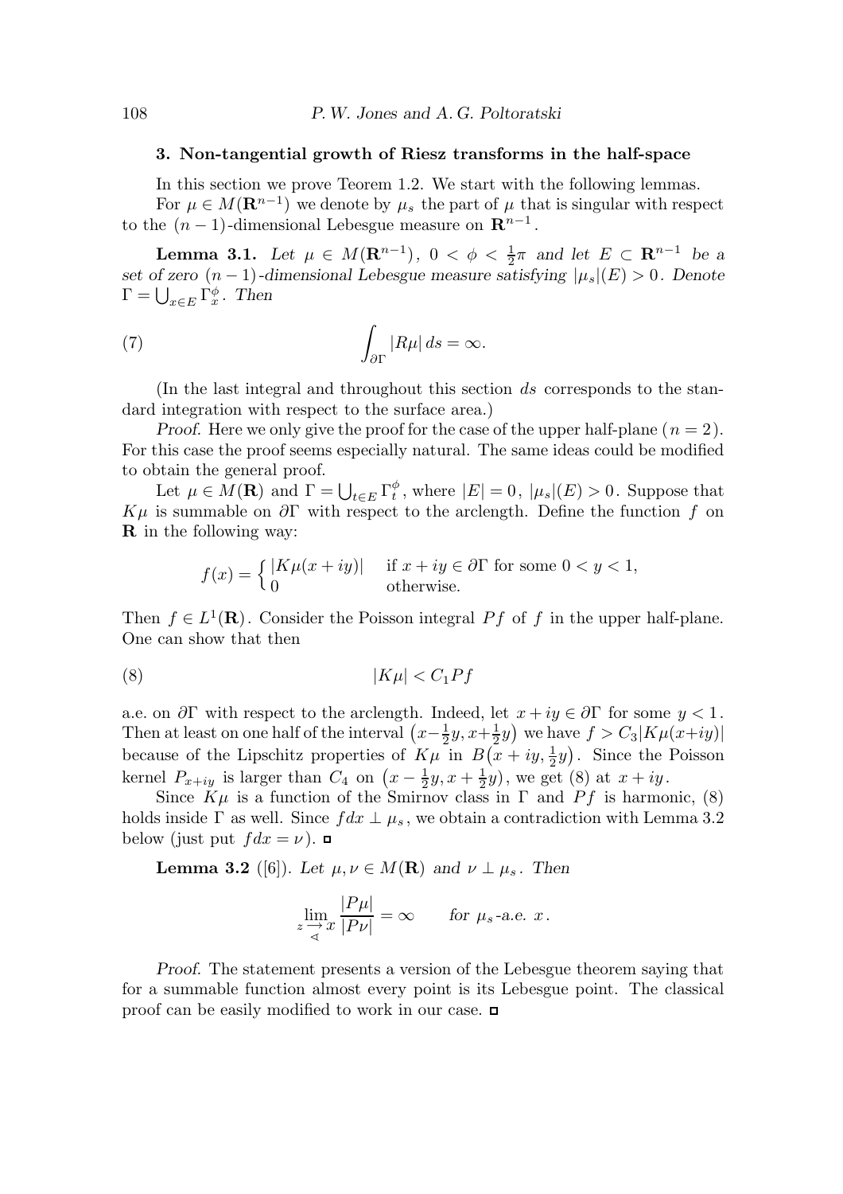## 3. Non-tangential growth of Riesz transforms in the half-space

In this section we prove Teorem 1.2. We start with the following lemmas.

For $\mu \in M(\mathbf{R}^{n-1})$ we denote by $\mu_s$ the part of $\mu$ that is singular with respect to the $(n-1)$-dimensional Lebesgue measure on $\mathbf{R}^{n-1}$.

**Lemma 3.1.** *Let $\mu \in M(\mathbf{R}^{n-1})$, $0 < \phi < \frac{1}{2}\pi$ and let $E \subset \mathbf{R}^{n-1}$ be a set of zero $(n-1)$-dimensional Lebesgue measure satisfying $|\mu_s|(E) > 0$. Denote $\Gamma = \bigcup_{x\in E} \Gamma_x^\phi$. Then*

$$\int_{\partial\Gamma} |R\mu| \, ds = \infty. \tag{7}$$

(In the last integral and throughout this section $ds$ corresponds to the standard integration with respect to the surface area.)

*Proof.* Here we only give the proof for the case of the upper half-plane ($n = 2$). For this case the proof seems especially natural. The same ideas could be modified to obtain the general proof.

Let $\mu \in M(\mathbf{R})$ and $\Gamma = \bigcup_{t\in E} \Gamma_t^\phi$, where $|E| = 0$, $|\mu_s|(E) > 0$. Suppose that $K\mu$ is summable on $\partial\Gamma$ with respect to the arclength. Define the function $f$ on $\mathbf{R}$ in the following way:

$$f(x) = \begin{cases} |K\mu(x+iy)| & \text{if } x+iy \in \partial\Gamma \text{ for some } 0<y<1, \\ 0 & \text{otherwise.} \end{cases}$$

Then $f \in L^1(\mathbf{R})$. Consider the Poisson integral $Pf$ of $f$ in the upper half-plane. One can show that then

$$|K\mu| < C_1 Pf \tag{8}$$

a.e. on $\partial\Gamma$ with respect to the arclength. Indeed, let $x+iy \in \partial\Gamma$ for some $y < 1$. Then at least on one half of the interval $\left(x-\frac{1}{2}y, x+\frac{1}{2}y\right)$ we have $f > C_3|K\mu(x+iy)|$ because of the Lipschitz properties of $K\mu$ in $B\left(x+iy, \frac{1}{2}y\right)$. Since the Poisson kernel $P_{x+iy}$ is larger than $C_4$ on $\left(x-\frac{1}{2}y, x+\frac{1}{2}y\right)$, we get (8) at $x+iy$.

Since $K\mu$ is a function of the Smirnov class in $\Gamma$ and $Pf$ is harmonic, (8) holds inside $\Gamma$ as well. Since $f\,dx \perp \mu_s$, we obtain a contradiction with Lemma 3.2 below (just put $f\,dx = \nu$). □

**Lemma 3.2** ([6]). *Let $\mu, \nu \in M(\mathbf{R})$ and $\nu \perp \mu_s$. Then*

$$\lim_{z \underset{\sphericalangle}{\to} x} \frac{|P\mu|}{|P\nu|} = \infty \qquad \text{for } \mu_s\text{-a.e. } x.$$

*Proof.* The statement presents a version of the Lebesgue theorem saying that for a summable function almost every point is its Lebesgue point. The classical proof can be easily modified to work in our case. □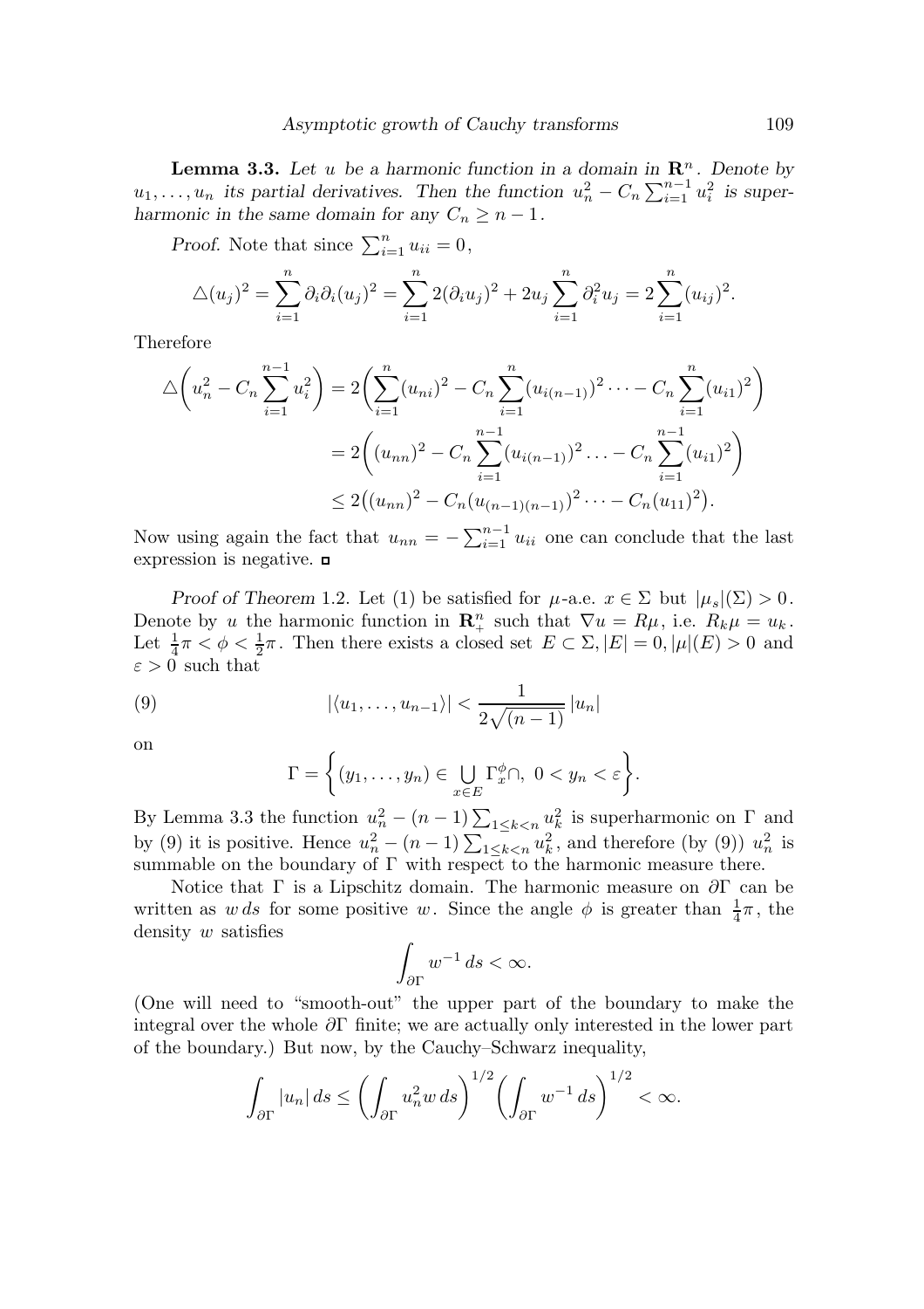**Lemma 3.3.** *Let $u$ be a harmonic function in a domain in $\mathbf{R}^n$. Denote by $u_1, \dots, u_n$ its partial derivatives. Then the function $u_n^2 - C_n \sum_{i=1}^{n-1} u_i^2$ is superharmonic in the same domain for any $C_n \geq n-1$.*

*Proof.* Note that since $\sum_{i=1}^n u_{ii} = 0$,

$$\triangle (u_j)^2 = \sum_{i=1}^n \partial_i \partial_i (u_j)^2 = \sum_{i=1}^n 2(\partial_i u_j)^2 + 2u_j \sum_{i=1}^n \partial_i^2 u_j = 2\sum_{i=1}^n (u_{ij})^2.$$

Therefore

$$\begin{aligned}
\triangle \biggl( u_n^2 - C_n \sum_{i=1}^{n-1} u_i^2 \biggr) &= 2\biggl( \sum_{i=1}^n (u_{ni})^2 - C_n \sum_{i=1}^n (u_{i(n-1)})^2 \dots - C_n \sum_{i=1}^n (u_{i1})^2 \biggr) \\
&= 2\biggl( (u_{nn})^2 - C_n \sum_{i=1}^{n-1} (u_{i(n-1)})^2 \dots - C_n \sum_{i=1}^{n-1} (u_{i1})^2 \biggr) \\
&\leq 2\bigl( (u_{nn})^2 - C_n (u_{(n-1)(n-1)})^2 \dots - C_n (u_{11})^2 \bigr).
\end{aligned}$$

Now using again the fact that $u_{nn} = -\sum_{i=1}^{n-1} u_{ii}$ one can conclude that the last expression is negative. ▫

*Proof of Theorem* 1.2. Let (1) be satisfied for $\mu$-a.e. $x \in \Sigma$ but $|\mu_s|(\Sigma) > 0$. Denote by $u$ the harmonic function in $\mathbf{R}_+^n$ such that $\nabla u = R\mu$, i.e. $R_k \mu = u_k$. Let $\frac{1}{4}\pi < \phi < \frac{1}{2}\pi$. Then there exists a closed set $E \subset \Sigma, |E| = 0, |\mu|(E) > 0$ and $\varepsilon > 0$ such that

$$|\langle u_1, \dots, u_{n-1} \rangle| < \frac{1}{2\sqrt{(n-1)}} |u_n| \tag{9}$$

on

$$\Gamma = \biggl\{ (y_1, \dots, y_n) \in \bigcup_{x \in E} \Gamma_x^\phi \cap, \ 0 < y_n < \varepsilon \biggr\}.$$

By Lemma 3.3 the function $u_n^2 - (n-1)\sum_{1 \leq k < n} u_k^2$ is superharmonic on $\Gamma$ and by (9) it is positive. Hence $u_n^2 - (n-1)\sum_{1 \leq k < n} u_k^2$, and therefore (by (9)) $u_n^2$ is summable on the boundary of $\Gamma$ with respect to the harmonic measure there.

Notice that $\Gamma$ is a Lipschitz domain. The harmonic measure on $\partial\Gamma$ can be written as $w\,ds$ for some positive $w$. Since the angle $\phi$ is greater than $\frac{1}{4}\pi$, the density $w$ satisfies

$$\int_{\partial\Gamma} w^{-1}\, ds < \infty.$$

(One will need to "smooth-out" the upper part of the boundary to make the integral over the whole $\partial\Gamma$ finite; we are actually only interested in the lower part of the boundary.) But now, by the Cauchy–Schwarz inequality,

$$\int_{\partial\Gamma} |u_n|\, ds \leq \biggl( \int_{\partial\Gamma} u_n^2 w\, ds \biggr)^{1/2} \biggl( \int_{\partial\Gamma} w^{-1}\, ds \biggr)^{1/2} < \infty.$$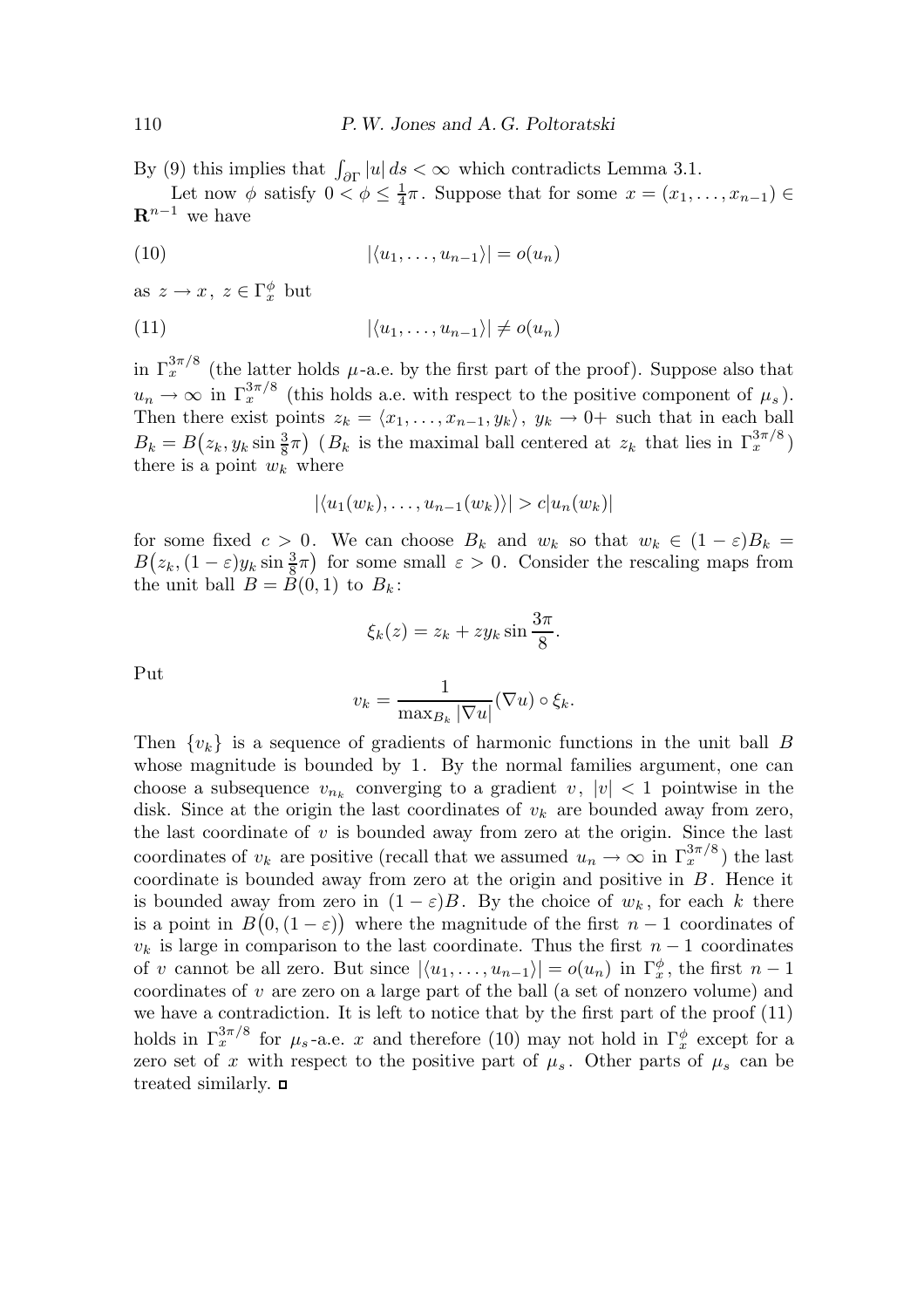By (9) this implies that $\int_{\partial\Gamma} |u|\, ds < \infty$ which contradicts Lemma 3.1.

Let now $\phi$ satisfy $0 < \phi \le \frac{1}{4}\pi$. Suppose that for some $x = (x_1, \dots, x_{n-1}) \in \mathbf{R}^{n-1}$ we have

$$|\langle u_1, \dots, u_{n-1}\rangle| = o(u_n) \tag{10}$$

as $z \to x$, $z \in \Gamma_x^\phi$ but

$$|\langle u_1, \dots, u_{n-1}\rangle| \ne o(u_n) \tag{11}$$

in $\Gamma_x^{3\pi/8}$ (the latter holds $\mu$-a.e. by the first part of the proof). Suppose also that $u_n \to \infty$ in $\Gamma_x^{3\pi/8}$ (this holds a.e. with respect to the positive component of $\mu_s$). Then there exist points $z_k = \langle x_1, \dots, x_{n-1}, y_k\rangle$, $y_k \to 0+$ such that in each ball $B_k = B\big(z_k, y_k \sin\frac{3}{8}\pi\big)$ ($B_k$ is the maximal ball centered at $z_k$ that lies in $\Gamma_x^{3\pi/8}$) there is a point $w_k$ where

$$|\langle u_1(w_k), \dots, u_{n-1}(w_k)\rangle| > c|u_n(w_k)|$$

for some fixed $c > 0$. We can choose $B_k$ and $w_k$ so that $w_k \in (1-\varepsilon)B_k = B\big(z_k, (1-\varepsilon)y_k \sin\frac{3}{8}\pi\big)$ for some small $\varepsilon > 0$. Consider the rescaling maps from the unit ball $B = B(0,1)$ to $B_k$:

$$\xi_k(z) = z_k + z y_k \sin\frac{3\pi}{8}.$$

Put

$$v_k = \frac{1}{\max_{B_k} |\nabla u|} (\nabla u) \circ \xi_k.$$

Then $\{v_k\}$ is a sequence of gradients of harmonic functions in the unit ball $B$ whose magnitude is bounded by $1$. By the normal families argument, one can choose a subsequence $v_{n_k}$ converging to a gradient $v$, $|v| < 1$ pointwise in the disk. Since at the origin the last coordinates of $v_k$ are bounded away from zero, the last coordinate of $v$ is bounded away from zero at the origin. Since the last coordinates of $v_k$ are positive (recall that we assumed $u_n \to \infty$ in $\Gamma_x^{3\pi/8}$) the last coordinate is bounded away from zero at the origin and positive in $B$. Hence it is bounded away from zero in $(1-\varepsilon)B$. By the choice of $w_k$, for each $k$ there is a point in $B\big(0, (1-\varepsilon)\big)$ where the magnitude of the first $n-1$ coordinates of $v_k$ is large in comparison to the last coordinate. Thus the first $n-1$ coordinates of $v$ cannot be all zero. But since $|\langle u_1, \dots, u_{n-1}\rangle| = o(u_n)$ in $\Gamma_x^\phi$, the first $n-1$ coordinates of $v$ are zero on a large part of the ball (a set of nonzero volume) and we have a contradiction. It is left to notice that by the first part of the proof (11) holds in $\Gamma_x^{3\pi/8}$ for $\mu_s$-a.e. $x$ and therefore (10) may not hold in $\Gamma_x^\phi$ except for a zero set of $x$ with respect to the positive part of $\mu_s$. Other parts of $\mu_s$ can be treated similarly. ◻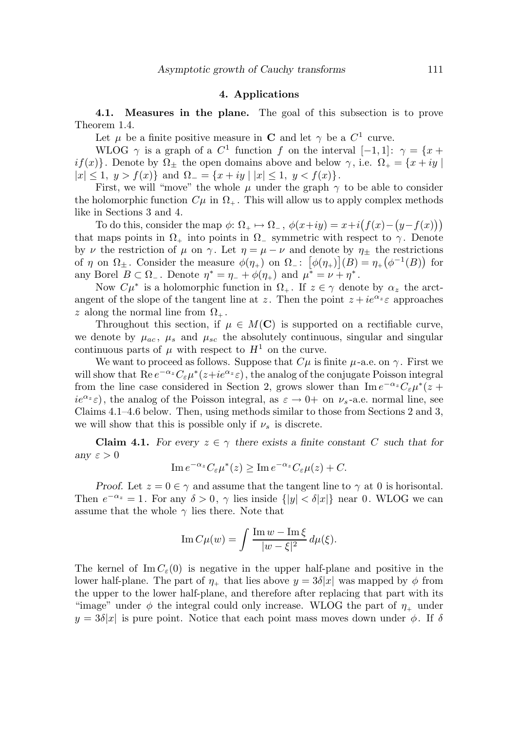## 4. Applications

**4.1. Measures in the plane.** The goal of this subsection is to prove Theorem 1.4.

Let $\mu$ be a finite positive measure in $\mathbf{C}$ and let $\gamma$ be a $C^1$ curve.

WLOG $\gamma$ is a graph of a $C^1$ function $f$ on the interval $[-1,1]$: $\gamma = \{x + if(x)\}$. Denote by $\Omega_\pm$ the open domains above and below $\gamma$, i.e. $\Omega_+ = \{x+iy \mid |x| \le 1,\ y > f(x)\}$ and $\Omega_- = \{x+iy \mid |x| \le 1,\ y < f(x)\}$.

First, we will "move" the whole $\mu$ under the graph $\gamma$ to be able to consider the holomorphic function $C\mu$ in $\Omega_+$. This will allow us to apply complex methods like in Sections 3 and 4.

To do this, consider the map $\phi\colon \Omega_+ \mapsto \Omega_-$, $\phi(x+iy) = x + i\big(f(x) - (y - f(x))\big)$ that maps points in $\Omega_+$ into points in $\Omega_-$ symmetric with respect to $\gamma$. Denote by $\nu$ the restriction of $\mu$ on $\gamma$. Let $\eta = \mu - \nu$ and denote by $\eta_\pm$ the restrictions of $\eta$ on $\Omega_\pm$. Consider the measure $\phi(\eta_+)$ on $\Omega_-$: $\big[\phi(\eta_+)\big](B) = \eta_+\big(\phi^{-1}(B)\big)$ for any Borel $B \subset \Omega_-$. Denote $\eta^* = \eta_- + \phi(\eta_+)$ and $\mu^* = \nu + \eta^*$.

Now $C\mu^*$ is a holomorphic function in $\Omega_+$. If $z \in \gamma$ denote by $\alpha_z$ the arctangent of the slope of the tangent line at $z$. Then the point $z + ie^{\alpha_z}\varepsilon$ approaches $z$ along the normal line from $\Omega_+$.

Throughout this section, if $\mu \in M(\mathbf{C})$ is supported on a rectifiable curve, we denote by $\mu_{ac}$, $\mu_s$ and $\mu_{sc}$ the absolutely continuous, singular and singular continuous parts of $\mu$ with respect to $H^1$ on the curve.

We want to proceed as follows. Suppose that $C\mu$ is finite $\mu$-a.e. on $\gamma$. First we will show that $\operatorname{Re} e^{-\alpha_z} C_\varepsilon \mu^*(z + ie^{\alpha_z}\varepsilon)$, the analog of the conjugate Poisson integral from the line case considered in Section 2, grows slower than $\operatorname{Im} e^{-\alpha_z} C_\varepsilon \mu^*(z + ie^{\alpha_z}\varepsilon)$, the analog of the Poisson integral, as $\varepsilon \to 0+$ on $\nu_s$-a.e. normal line, see Claims 4.1–4.6 below. Then, using methods similar to those from Sections 2 and 3, we will show that this is possible only if $\nu_s$ is discrete.

**Claim 4.1.** *For every $z \in \gamma$ there exists a finite constant $C$ such that for any $\varepsilon > 0$*

$$\operatorname{Im} e^{-\alpha_z} C_\varepsilon \mu^*(z) \ge \operatorname{Im} e^{-\alpha_z} C_\varepsilon \mu(z) + C.$$

*Proof.* Let $z = 0 \in \gamma$ and assume that the tangent line to $\gamma$ at 0 is horisontal. Then $e^{-\alpha_z} = 1$. For any $\delta > 0$, $\gamma$ lies inside $\{|y| < \delta |x|\}$ near 0. WLOG we can assume that the whole $\gamma$ lies there. Note that

$$\operatorname{Im} C\mu(w) = \int \frac{\operatorname{Im} w - \operatorname{Im} \xi}{|w - \xi|^2}\, d\mu(\xi).$$

The kernel of $\operatorname{Im} C_\varepsilon(0)$ is negative in the upper half-plane and positive in the lower half-plane. The part of $\eta_+$ that lies above $y = 3\delta|x|$ was mapped by $\phi$ from the upper to the lower half-plane, and therefore after replacing that part with its "image" under $\phi$ the integral could only increase. WLOG the part of $\eta_+$ under $y = 3\delta|x|$ is pure point. Notice that each point mass moves down under $\phi$. If $\delta$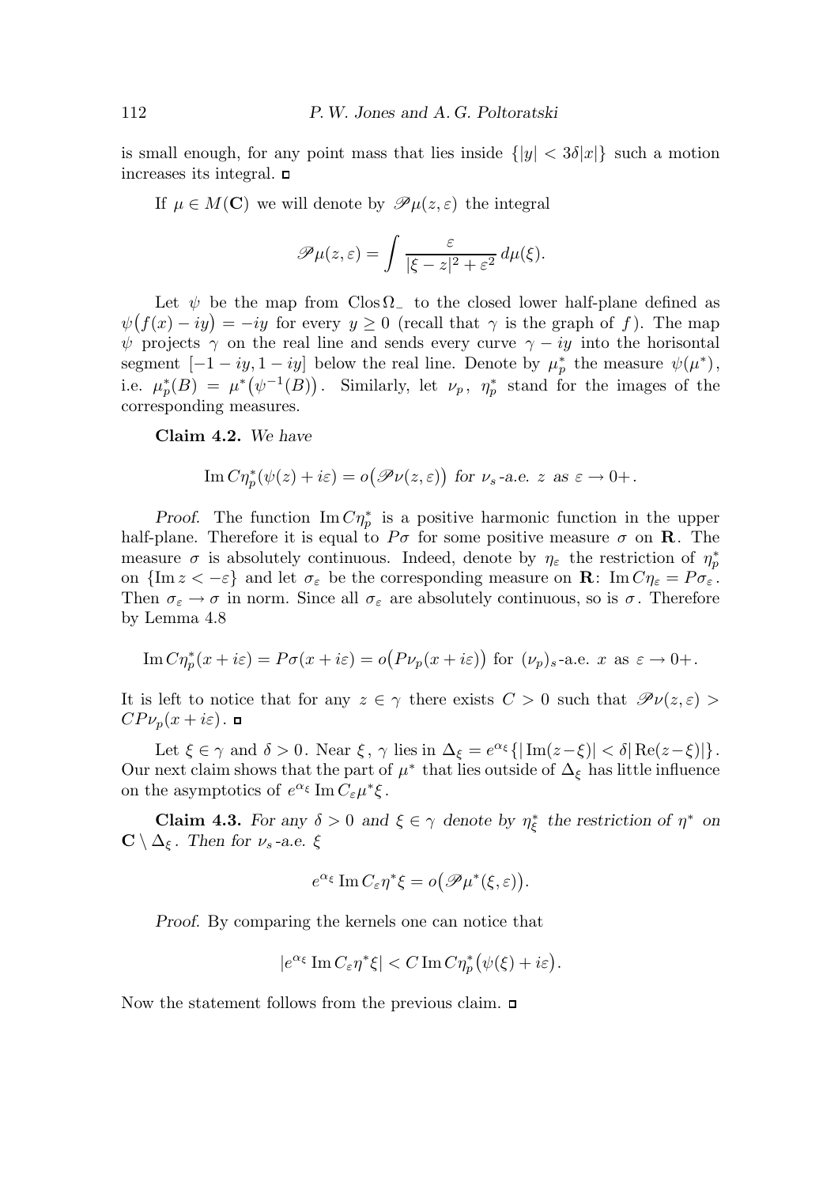is small enough, for any point mass that lies inside $\{|y| < 3\delta|x|\}$ such a motion increases its integral. $\square$

If $\mu \in M(\mathbf{C})$ we will denote by $\mathscr{P}\mu(z,\varepsilon)$ the integral

$$\mathscr{P}\mu(z,\varepsilon) = \int \frac{\varepsilon}{|\xi - z|^2 + \varepsilon^2}\, d\mu(\xi).$$

Let $\psi$ be the map from $\operatorname{Clos}\Omega_-$ to the closed lower half-plane defined as $\psi\big(f(x) - iy\big) = -iy$ for every $y \ge 0$ (recall that $\gamma$ is the graph of $f$). The map $\psi$ projects $\gamma$ on the real line and sends every curve $\gamma - iy$ into the horisontal segment $[-1 - iy, 1 - iy]$ below the real line. Denote by $\mu_p^*$ the measure $\psi(\mu^*)$, i.e. $\mu_p^*(B) = \mu^*\big(\psi^{-1}(B)\big)$. Similarly, let $\nu_p$, $\eta_p^*$ stand for the images of the corresponding measures.

**Claim 4.2.** *We have*

$$\operatorname{Im} C\eta_p^*(\psi(z) + i\varepsilon) = o\big(\mathscr{P}\nu(z,\varepsilon)\big) \text{ for } \nu_s\text{-a.e. } z \text{ as } \varepsilon \to 0+.$$

*Proof.* The function $\operatorname{Im} C\eta_p^*$ is a positive harmonic function in the upper half-plane. Therefore it is equal to $P\sigma$ for some positive measure $\sigma$ on $\mathbf{R}$. The measure $\sigma$ is absolutely continuous. Indeed, denote by $\eta_\varepsilon$ the restriction of $\eta_p^*$ on $\{\operatorname{Im} z < -\varepsilon\}$ and let $\sigma_\varepsilon$ be the corresponding measure on $\mathbf{R}$: $\operatorname{Im} C\eta_\varepsilon = P\sigma_\varepsilon$. Then $\sigma_\varepsilon \to \sigma$ in norm. Since all $\sigma_\varepsilon$ are absolutely continuous, so is $\sigma$. Therefore by Lemma 4.8

$$\operatorname{Im} C\eta_p^*(x + i\varepsilon) = P\sigma(x + i\varepsilon) = o\big(P\nu_p(x + i\varepsilon)\big) \text{ for } (\nu_p)_s\text{-a.e. } x \text{ as } \varepsilon \to 0+.$$

It is left to notice that for any $z \in \gamma$ there exists $C > 0$ such that $\mathscr{P}\nu(z,\varepsilon) > CP\nu_p(x + i\varepsilon)$. $\square$

Let $\xi \in \gamma$ and $\delta > 0$. Near $\xi$, $\gamma$ lies in $\Delta_\xi = e^{\alpha_\xi}\{|\operatorname{Im}(z - \xi)| < \delta|\operatorname{Re}(z - \xi)|\}$. Our next claim shows that the part of $\mu^*$ that lies outside of $\Delta_\xi$ has little influence on the asymptotics of $e^{\alpha_\xi}\operatorname{Im} C_\varepsilon\mu^*\xi$.

**Claim 4.3.** *For any $\delta > 0$ and $\xi \in \gamma$ denote by $\eta_\xi^*$ the restriction of $\eta^*$ on $\mathbf{C} \setminus \Delta_\xi$. Then for $\nu_s$-a.e. $\xi$*

$$e^{\alpha_\xi}\operatorname{Im} C_\varepsilon\eta^*\xi = o\big(\mathscr{P}\mu^*(\xi,\varepsilon)\big).$$

*Proof.* By comparing the kernels one can notice that

$$|e^{\alpha_\xi}\operatorname{Im} C_\varepsilon\eta^*\xi| < C\operatorname{Im} C\eta_p^*\big(\psi(\xi) + i\varepsilon\big).$$

Now the statement follows from the previous claim. $\square$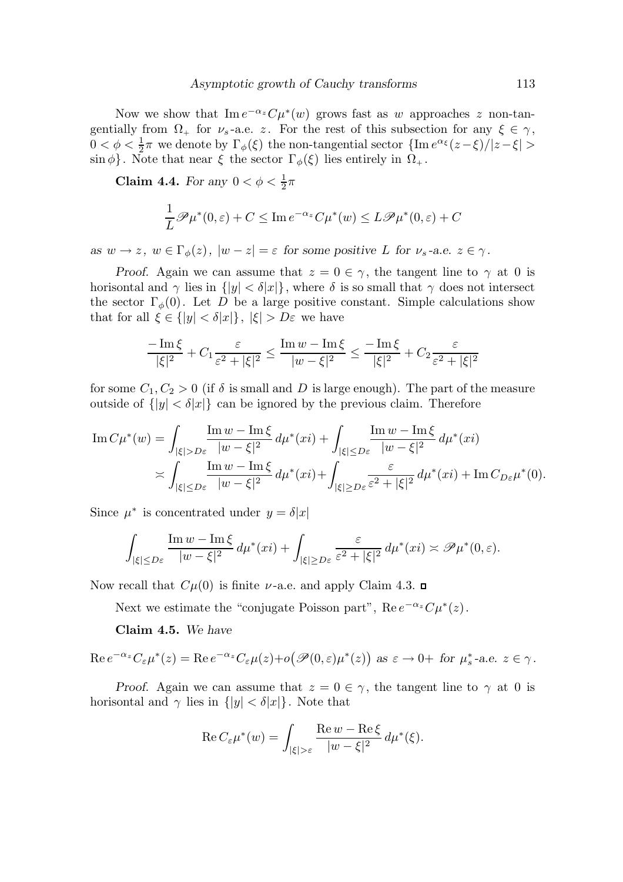Now we show that $\operatorname{Im} e^{-\alpha_z} C\mu^*(w)$ grows fast as $w$ approaches $z$ non-tangentially from $\Omega_+$ for $\nu_s$-a.e. $z$. For the rest of this subsection for any $\xi \in \gamma$, $0 < \phi < \frac{1}{2}\pi$ we denote by $\Gamma_\phi(\xi)$ the non-tangential sector $\{\operatorname{Im} e^{\alpha_\xi}(z-\xi)/|z-\xi| > \sin\phi\}$. Note that near $\xi$ the sector $\Gamma_\phi(\xi)$ lies entirely in $\Omega_+$.

**Claim 4.4.** *For any* $0 < \phi < \frac{1}{2}\pi$

$$\frac{1}{L}\mathscr{P}\mu^*(0,\varepsilon) + C \le \operatorname{Im} e^{-\alpha_z} C\mu^*(w) \le L\mathscr{P}\mu^*(0,\varepsilon) + C$$

*as* $w \to z$, $w \in \Gamma_\phi(z)$, $|w-z| = \varepsilon$ *for some positive* $L$ *for* $\nu_s$*-a.e.* $z \in \gamma$.

*Proof.* Again we can assume that $z = 0 \in \gamma$, the tangent line to $\gamma$ at $0$ is horisontal and $\gamma$ lies in $\{|y| < \delta|x|\}$, where $\delta$ is so small that $\gamma$ does not intersect the sector $\Gamma_\phi(0)$. Let $D$ be a large positive constant. Simple calculations show that for all $\xi \in \{|y| < \delta|x|\}$, $|\xi| > D\varepsilon$ we have

$$\frac{-\operatorname{Im}\xi}{|\xi|^2} + C_1\frac{\varepsilon}{\varepsilon^2 + |\xi|^2} \le \frac{\operatorname{Im} w - \operatorname{Im}\xi}{|w-\xi|^2} \le \frac{-\operatorname{Im}\xi}{|\xi|^2} + C_2\frac{\varepsilon}{\varepsilon^2 + |\xi|^2}$$

for some $C_1, C_2 > 0$ (if $\delta$ is small and $D$ is large enough). The part of the measure outside of $\{|y| < \delta|x|\}$ can be ignored by the previous claim. Therefore

$$\begin{aligned}\operatorname{Im} C\mu^*(w) &= \int_{|\xi|>D\varepsilon} \frac{\operatorname{Im} w - \operatorname{Im}\xi}{|w-\xi|^2}\, d\mu^*(xi) + \int_{|\xi|\le D\varepsilon} \frac{\operatorname{Im} w - \operatorname{Im}\xi}{|w-\xi|^2}\, d\mu^*(xi) \\ &\asymp \int_{|\xi|\le D\varepsilon} \frac{\operatorname{Im} w - \operatorname{Im}\xi}{|w-\xi|^2}\, d\mu^*(xi) + \int_{|\xi|\ge D\varepsilon} \frac{\varepsilon}{\varepsilon^2 + |\xi|^2}\, d\mu^*(xi) + \operatorname{Im} C_{D\varepsilon}\mu^*(0).\end{aligned}$$

Since $\mu^*$ is concentrated under $y = \delta|x|$

$$\int_{|\xi|\le D\varepsilon} \frac{\operatorname{Im} w - \operatorname{Im}\xi}{|w-\xi|^2}\, d\mu^*(xi) + \int_{|\xi|\ge D\varepsilon} \frac{\varepsilon}{\varepsilon^2 + |\xi|^2}\, d\mu^*(xi) \asymp \mathscr{P}\mu^*(0,\varepsilon).$$

Now recall that $C\mu(0)$ is finite $\nu$-a.e. and apply Claim 4.3. □

Next we estimate the "conjugate Poisson part", $\operatorname{Re} e^{-\alpha_z} C\mu^*(z)$.

**Claim 4.5.** *We have*

$$\operatorname{Re} e^{-\alpha_z} C_\varepsilon\mu^*(z) = \operatorname{Re} e^{-\alpha_z} C_\varepsilon\mu(z) + o\big(\mathscr{P}(0,\varepsilon)\mu^*(z)\big) \text{ as } \varepsilon \to 0+ \text{ for } \mu_s^*\text{-a.e. } z \in \gamma.$$

*Proof.* Again we can assume that $z = 0 \in \gamma$, the tangent line to $\gamma$ at $0$ is horisontal and $\gamma$ lies in $\{|y| < \delta|x|\}$. Note that

$$\operatorname{Re} C_\varepsilon\mu^*(w) = \int_{|\xi|>\varepsilon} \frac{\operatorname{Re} w - \operatorname{Re}\xi}{|w-\xi|^2}\, d\mu^*(\xi).$$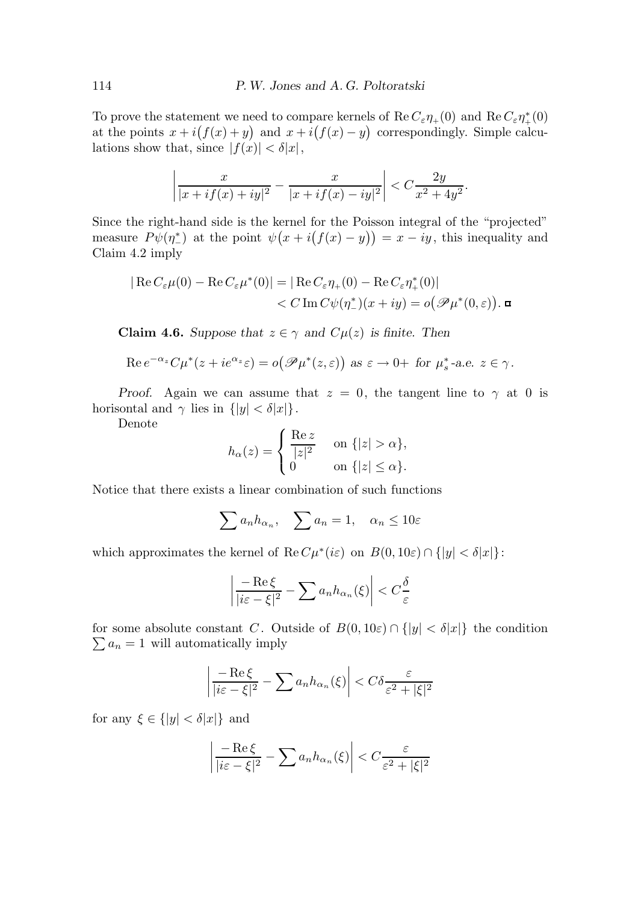To prove the statement we need to compare kernels of $\operatorname{Re} C_\varepsilon \eta_+(0)$ and $\operatorname{Re} C_\varepsilon \eta_+^*(0)$ at the points $x + i\big(f(x) + y\big)$ and $x + i\big(f(x) - y\big)$ correspondingly. Simple calculations show that, since $|f(x)| < \delta|x|$,

$$\left| \frac{x}{|x + if(x) + iy|^2} - \frac{x}{|x + if(x) - iy|^2} \right| < C \frac{2y}{x^2 + 4y^2}.$$

Since the right-hand side is the kernel for the Poisson integral of the "projected" measure $P\psi(\eta_-^*)$ at the point $\psi\big(x + i\big(f(x) - y\big)\big) = x - iy$, this inequality and Claim 4.2 imply

$$\begin{aligned} |\operatorname{Re} C_\varepsilon \mu(0) - \operatorname{Re} C_\varepsilon \mu^*(0)| &= |\operatorname{Re} C_\varepsilon \eta_+(0) - \operatorname{Re} C_\varepsilon \eta_+^*(0)| \\ &< C \operatorname{Im} C\psi(\eta_-^*)(x + iy) = o\big(\mathscr{P}\mu^*(0, \varepsilon)\big). \ \square \end{aligned}$$

**Claim 4.6.** *Suppose that $z \in \gamma$ and $C\mu(z)$ is finite. Then*

$$\operatorname{Re} e^{-\alpha_z} C\mu^*(z + ie^{\alpha_z}\varepsilon) = o\big(\mathscr{P}\mu^*(z, \varepsilon)\big) \text{ as } \varepsilon \to 0+ \text{ for } \mu_s^*\text{-a.e. } z \in \gamma.$$

*Proof.* Again we can assume that $z = 0$, the tangent line to $\gamma$ at $0$ is horisontal and $\gamma$ lies in $\{|y| < \delta|x|\}$.

Denote

$$h_\alpha(z) = \begin{cases} \dfrac{\operatorname{Re} z}{|z|^2} & \text{on } \{|z| > \alpha\}, \\ 0 & \text{on } \{|z| \le \alpha\}. \end{cases}$$

Notice that there exists a linear combination of such functions

$$\sum a_n h_{\alpha_n}, \quad \sum a_n = 1, \quad \alpha_n \le 10\varepsilon$$

which approximates the kernel of $\operatorname{Re} C\mu^*(i\varepsilon)$ on $B(0, 10\varepsilon) \cap \{|y| < \delta|x|\}$:

$$\left| \frac{-\operatorname{Re} \xi}{|i\varepsilon - \xi|^2} - \sum a_n h_{\alpha_n}(\xi) \right| < C \frac{\delta}{\varepsilon}$$

for some absolute constant $C$. Outside of $B(0, 10\varepsilon) \cap \{|y| < \delta|x|\}$ the condition $\sum a_n = 1$ will automatically imply

$$\left| \frac{-\operatorname{Re} \xi}{|i\varepsilon - \xi|^2} - \sum a_n h_{\alpha_n}(\xi) \right| < C\delta \frac{\varepsilon}{\varepsilon^2 + |\xi|^2}$$

for any $\xi \in \{|y| < \delta|x|\}$ and

$$\left| \frac{-\operatorname{Re} \xi}{|i\varepsilon - \xi|^2} - \sum a_n h_{\alpha_n}(\xi) \right| < C \frac{\varepsilon}{\varepsilon^2 + |\xi|^2}$$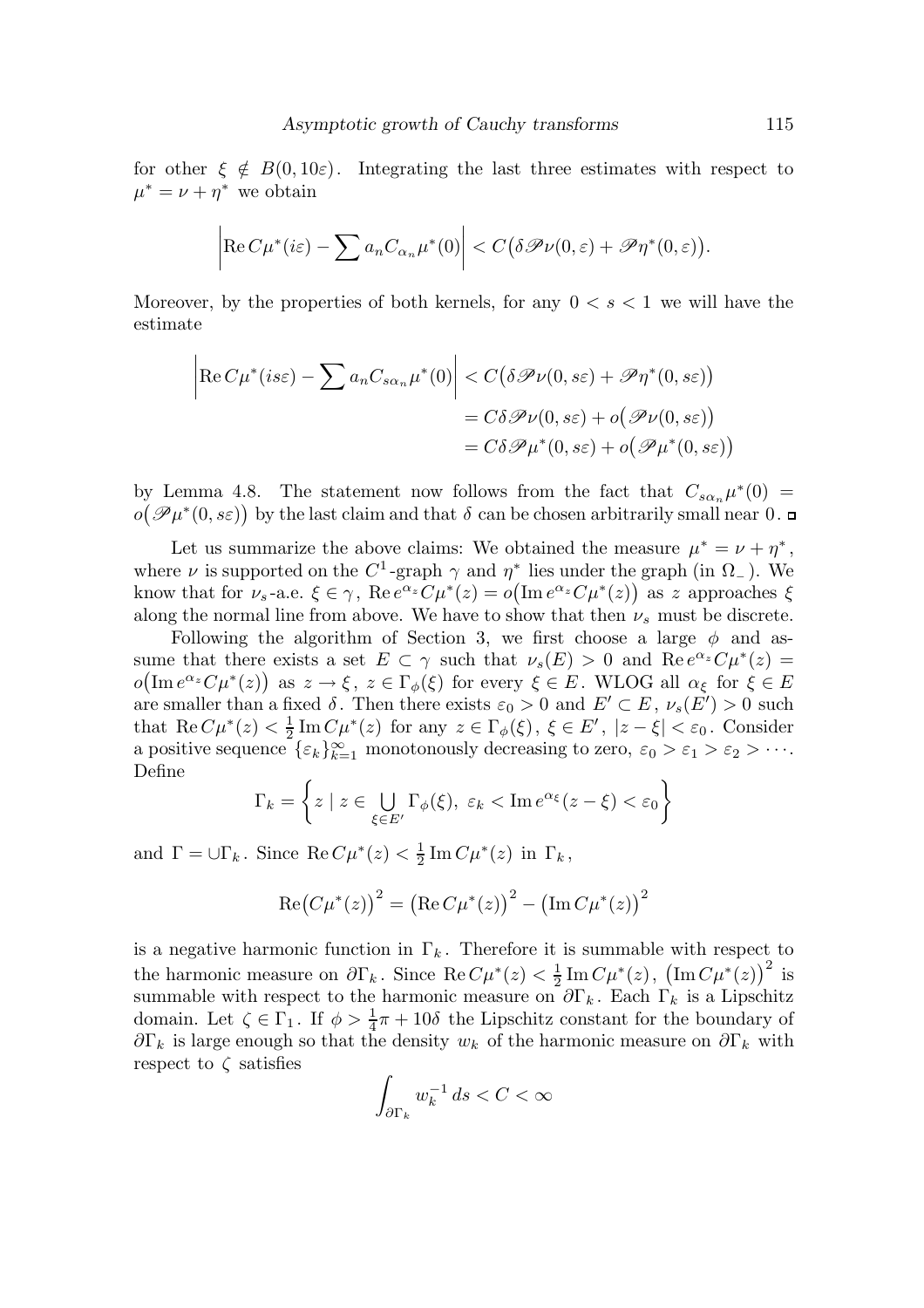for other $\xi \notin B(0, 10\varepsilon)$. Integrating the last three estimates with respect to $\mu^* = \nu + \eta^*$ we obtain

$$\left| \operatorname{Re} C\mu^*(i\varepsilon) - \sum a_n C_{\alpha_n} \mu^*(0) \right| < C\big(\delta \mathscr{P}\nu(0, \varepsilon) + \mathscr{P}\eta^*(0, \varepsilon)\big).$$

Moreover, by the properties of both kernels, for any $0 < s < 1$ we will have the estimate

$$\begin{aligned}
\left| \operatorname{Re} C\mu^*(is\varepsilon) - \sum a_n C_{s\alpha_n} \mu^*(0) \right| &< C\big(\delta \mathscr{P}\nu(0, s\varepsilon) + \mathscr{P}\eta^*(0, s\varepsilon)\big) \\
&= C\delta \mathscr{P}\nu(0, s\varepsilon) + o\big(\mathscr{P}\nu(0, s\varepsilon)\big) \\
&= C\delta \mathscr{P}\mu^*(0, s\varepsilon) + o\big(\mathscr{P}\mu^*(0, s\varepsilon)\big)
\end{aligned}$$

by Lemma 4.8. The statement now follows from the fact that $C_{s\alpha_n}\mu^*(0) = o\big(\mathscr{P}\mu^*(0, s\varepsilon)\big)$ by the last claim and that $\delta$ can be chosen arbitrarily small near $0$. □

Let us summarize the above claims: We obtained the measure $\mu^* = \nu + \eta^*$, where $\nu$ is supported on the $C^1$-graph $\gamma$ and $\eta^*$ lies under the graph (in $\Omega_-$). We know that for $\nu_s$-a.e. $\xi \in \gamma$, $\operatorname{Re} e^{\alpha_z} C\mu^*(z) = o\big(\operatorname{Im} e^{\alpha_z} C\mu^*(z)\big)$ as $z$ approaches $\xi$ along the normal line from above. We have to show that then $\nu_s$ must be discrete.

Following the algorithm of Section 3, we first choose a large $\phi$ and assume that there exists a set $E \subset \gamma$ such that $\nu_s(E) > 0$ and $\operatorname{Re} e^{\alpha_z} C\mu^*(z) = o\big(\operatorname{Im} e^{\alpha_z} C\mu^*(z)\big)$ as $z \to \xi$, $z \in \Gamma_\phi(\xi)$ for every $\xi \in E$. WLOG all $\alpha_\xi$ for $\xi \in E$ are smaller than a fixed $\delta$. Then there exists $\varepsilon_0 > 0$ and $E' \subset E$, $\nu_s(E') > 0$ such that $\operatorname{Re} C\mu^*(z) < \frac{1}{2} \operatorname{Im} C\mu^*(z)$ for any $z \in \Gamma_\phi(\xi)$, $\xi \in E'$, $|z - \xi| < \varepsilon_0$. Consider a positive sequence $\{\varepsilon_k\}_{k=1}^\infty$ monotonously decreasing to zero, $\varepsilon_0 > \varepsilon_1 > \varepsilon_2 > \cdots$. Define

$$\Gamma_k = \left\{ z \mid z \in \bigcup_{\xi \in E'} \Gamma_\phi(\xi),\ \varepsilon_k < \operatorname{Im} e^{\alpha_\xi}(z - \xi) < \varepsilon_0 \right\}$$

and $\Gamma = \cup \Gamma_k$. Since $\operatorname{Re} C\mu^*(z) < \frac{1}{2} \operatorname{Im} C\mu^*(z)$ in $\Gamma_k$,

$$\operatorname{Re}\big(C\mu^*(z)\big)^2 = \big(\operatorname{Re} C\mu^*(z)\big)^2 - \big(\operatorname{Im} C\mu^*(z)\big)^2$$

is a negative harmonic function in $\Gamma_k$. Therefore it is summable with respect to the harmonic measure on $\partial\Gamma_k$. Since $\operatorname{Re} C\mu^*(z) < \frac{1}{2} \operatorname{Im} C\mu^*(z)$, $\big(\operatorname{Im} C\mu^*(z)\big)^2$ is summable with respect to the harmonic measure on $\partial\Gamma_k$. Each $\Gamma_k$ is a Lipschitz domain. Let $\zeta \in \Gamma_1$. If $\phi > \frac{1}{4}\pi + 10\delta$ the Lipschitz constant for the boundary of $\partial\Gamma_k$ is large enough so that the density $w_k$ of the harmonic measure on $\partial\Gamma_k$ with respect to $\zeta$ satisfies

$$\int_{\partial\Gamma_k} w_k^{-1}\, ds < C < \infty$$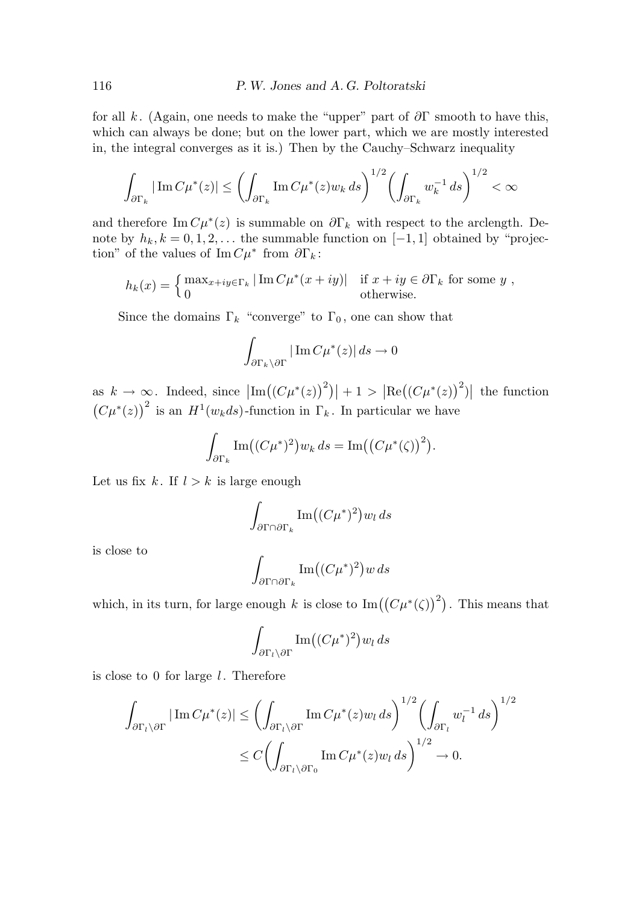for all $k$. (Again, one needs to make the "upper" part of $\partial\Gamma$ smooth to have this, which can always be done; but on the lower part, which we are mostly interested in, the integral converges as it is.) Then by the Cauchy–Schwarz inequality

$$\int_{\partial\Gamma_k} |\operatorname{Im} C\mu^*(z)| \le \left(\int_{\partial\Gamma_k} \operatorname{Im} C\mu^*(z) w_k \, ds\right)^{1/2} \left(\int_{\partial\Gamma_k} w_k^{-1} \, ds\right)^{1/2} < \infty$$

and therefore $\operatorname{Im} C\mu^*(z)$ is summable on $\partial\Gamma_k$ with respect to the arclength. Denote by $h_k, k = 0, 1, 2, \ldots$ the summable function on $[-1, 1]$ obtained by "projection" of the values of $\operatorname{Im} C\mu^*$ from $\partial\Gamma_k$:

$$h_k(x) = \begin{cases} \max_{x+iy \in \Gamma_k} |\operatorname{Im} C\mu^*(x + iy)| & \text{if } x + iy \in \partial\Gamma_k \text{ for some } y \,, \\ 0 & \text{otherwise.} \end{cases}$$

Since the domains $\Gamma_k$ "converge" to $\Gamma_0$, one can show that

$$\int_{\partial\Gamma_k \setminus \partial\Gamma} |\operatorname{Im} C\mu^*(z)| \, ds \to 0$$

as $k \to \infty$. Indeed, since $\left|\operatorname{Im}\left((C\mu^*(z))^2\right)\right| + 1 > \left|\operatorname{Re}\left((C\mu^*(z))^2\right)\right|$ the function $\left(C\mu^*(z)\right)^2$ is an $H^1(w_k ds)$-function in $\Gamma_k$. In particular we have

$$\int_{\partial\Gamma_k} \operatorname{Im}\left((C\mu^*)^2\right) w_k \, ds = \operatorname{Im}\left(\left(C\mu^*(\zeta)\right)^2\right).$$

Let us fix $k$. If $l > k$ is large enough

$$\int_{\partial\Gamma \cap \partial\Gamma_k} \operatorname{Im}\left((C\mu^*)^2\right) w_l \, ds$$

is close to

$$\int_{\partial\Gamma \cap \partial\Gamma_k} \operatorname{Im}\left((C\mu^*)^2\right) w \, ds$$

which, in its turn, for large enough $k$ is close to $\operatorname{Im}\left(\left(C\mu^*(\zeta)\right)^2\right)$. This means that

$$\int_{\partial\Gamma_l \setminus \partial\Gamma} \operatorname{Im}\left((C\mu^*)^2\right) w_l \, ds$$

is close to 0 for large $l$. Therefore

$$\begin{aligned} \int_{\partial\Gamma_l \setminus \partial\Gamma} |\operatorname{Im} C\mu^*(z)| &\le \left(\int_{\partial\Gamma_l \setminus \partial\Gamma} \operatorname{Im} C\mu^*(z) w_l \, ds\right)^{1/2} \left(\int_{\partial\Gamma_l} w_l^{-1} \, ds\right)^{1/2} \\ &\le C\left(\int_{\partial\Gamma_l \setminus \partial\Gamma_0} \operatorname{Im} C\mu^*(z) w_l \, ds\right)^{1/2} \to 0. \end{aligned}$$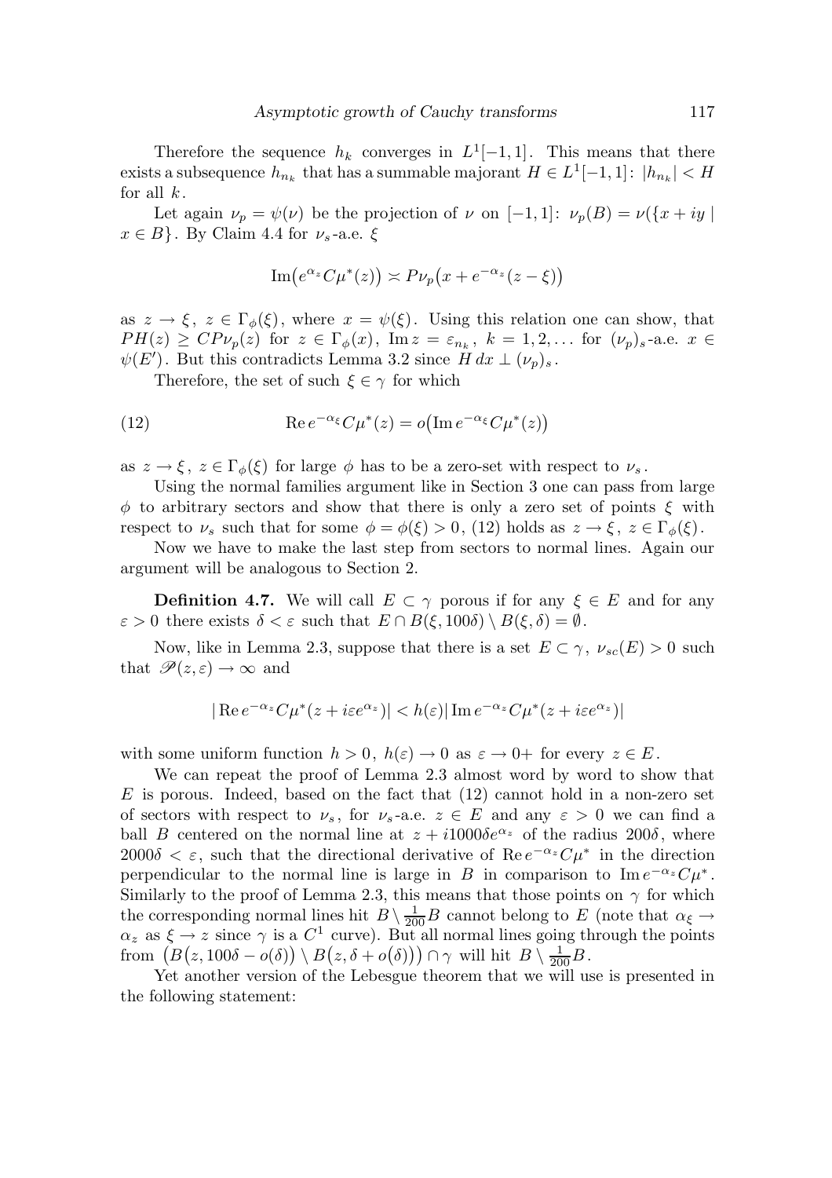Therefore the sequence $h_k$ converges in $L^1[-1,1]$. This means that there exists a subsequence $h_{n_k}$ that has a summable majorant $H \in L^1[-1,1]$: $|h_{n_k}| < H$ for all $k$.

Let again $\nu_p = \psi(\nu)$ be the projection of $\nu$ on $[-1,1]$: $\nu_p(B) = \nu(\{x+iy \mid x \in B\}$. By Claim 4.4 for $\nu_s$-a.e. $\xi$

$$\operatorname{Im}\bigl(e^{\alpha_z} C\mu^*(z)\bigr) \asymp P\nu_p\bigl(x + e^{-\alpha_z}(z-\xi)\bigr)$$

as $z \to \xi$, $z \in \Gamma_\phi(\xi)$, where $x = \psi(\xi)$. Using this relation one can show, that $PH(z) \ge CP\nu_p(z)$ for $z \in \Gamma_\phi(x)$, $\operatorname{Im} z = \varepsilon_{n_k}$, $k = 1,2,\dots$ for $(\nu_p)_s$-a.e. $x \in \psi(E')$. But this contradicts Lemma 3.2 since $H\,dx \perp (\nu_p)_s$.

Therefore, the set of such $\xi \in \gamma$ for which

$$\operatorname{Re} e^{-\alpha_\xi} C\mu^*(z) = o\bigl(\operatorname{Im} e^{-\alpha_\xi} C\mu^*(z)\bigr) \tag{12}$$

as $z \to \xi$, $z \in \Gamma_\phi(\xi)$ for large $\phi$ has to be a zero-set with respect to $\nu_s$.

Using the normal families argument like in Section 3 one can pass from large $\phi$ to arbitrary sectors and show that there is only a zero set of points $\xi$ with respect to $\nu_s$ such that for some $\phi = \phi(\xi) > 0$, (12) holds as $z \to \xi$, $z \in \Gamma_\phi(\xi)$.

Now we have to make the last step from sectors to normal lines. Again our argument will be analogous to Section 2.

**Definition 4.7.** We will call $E \subset \gamma$ porous if for any $\xi \in E$ and for any $\varepsilon > 0$ there exists $\delta < \varepsilon$ such that $E \cap B(\xi, 100\delta) \setminus B(\xi,\delta) = \emptyset$.

Now, like in Lemma 2.3, suppose that there is a set $E \subset \gamma$, $\nu_{sc}(E) > 0$ such that $\mathscr{P}(z,\varepsilon) \to \infty$ and

$$|\operatorname{Re} e^{-\alpha_z} C\mu^*(z + i\varepsilon e^{\alpha_z})| < h(\varepsilon)|\operatorname{Im} e^{-\alpha_z} C\mu^*(z + i\varepsilon e^{\alpha_z})|$$

with some uniform function $h > 0$, $h(\varepsilon) \to 0$ as $\varepsilon \to 0+$ for every $z \in E$.

We can repeat the proof of Lemma 2.3 almost word by word to show that $E$ is porous. Indeed, based on the fact that (12) cannot hold in a non-zero set of sectors with respect to $\nu_s$, for $\nu_s$-a.e. $z \in E$ and any $\varepsilon > 0$ we can find a ball $B$ centered on the normal line at $z + i1000\delta e^{\alpha_z}$ of the radius $200\delta$, where $2000\delta < \varepsilon$, such that the directional derivative of $\operatorname{Re} e^{-\alpha_z} C\mu^*$ in the direction perpendicular to the normal line is large in $B$ in comparison to $\operatorname{Im} e^{-\alpha_z} C\mu^*$. Similarly to the proof of Lemma 2.3, this means that those points on $\gamma$ for which the corresponding normal lines hit $B \setminus \frac{1}{200}B$ cannot belong to $E$ (note that $\alpha_\xi \to \alpha_z$ as $\xi \to z$ since $\gamma$ is a $C^1$ curve). But all normal lines going through the points from $\bigl(B\bigl(z, 100\delta - o(\delta)\bigr) \setminus B\bigl(z, \delta + o(\delta)\bigr)\bigr) \cap \gamma$ will hit $B \setminus \frac{1}{200}B$.

Yet another version of the Lebesgue theorem that we will use is presented in the following statement: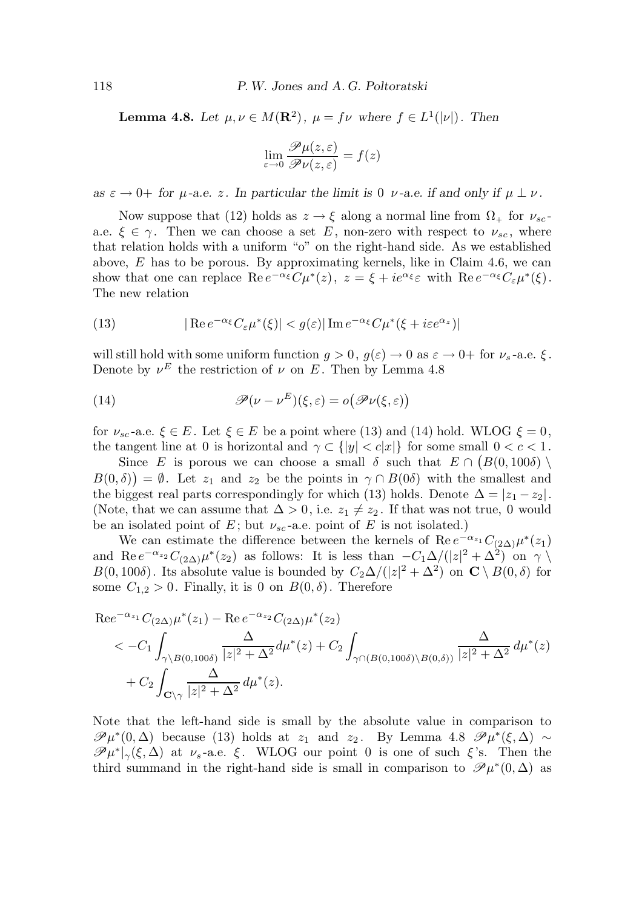**Lemma 4.8.** *Let $\mu, \nu \in M(\mathbf{R}^2)$, $\mu = f\nu$ where $f \in L^1(|\nu|)$. Then*

$$\lim_{\varepsilon \to 0} \frac{\mathscr{P}\mu(z,\varepsilon)}{\mathscr{P}\nu(z,\varepsilon)} = f(z)$$

*as $\varepsilon \to 0+$ for $\mu$-a.e. $z$. In particular the limit is 0 $\nu$-a.e. if and only if $\mu \perp \nu$.*

Now suppose that (12) holds as $z \to \xi$ along a normal line from $\Omega_+$ for $\nu_{sc}$-a.e. $\xi \in \gamma$. Then we can choose a set $E$, non-zero with respect to $\nu_{sc}$, where that relation holds with a uniform "o" on the right-hand side. As we established above, $E$ has to be porous. By approximating kernels, like in Claim 4.6, we can show that one can replace $\operatorname{Re} e^{-\alpha_\xi} C\mu^*(z)$, $z = \xi + ie^{\alpha_\xi}\varepsilon$ with $\operatorname{Re} e^{-\alpha_\xi} C_\varepsilon \mu^*(\xi)$. The new relation

$$|\operatorname{Re} e^{-\alpha_\xi} C_\varepsilon \mu^*(\xi)| < g(\varepsilon) |\operatorname{Im} e^{-\alpha_\xi} C\mu^*(\xi + i\varepsilon e^{\alpha_z})| \tag{13}$$

will still hold with some uniform function $g > 0$, $g(\varepsilon) \to 0$ as $\varepsilon \to 0+$ for $\nu_s$-a.e. $\xi$. Denote by $\nu^E$ the restriction of $\nu$ on $E$. Then by Lemma 4.8

$$\mathscr{P}(\nu - \nu^E)(\xi, \varepsilon) = o\big(\mathscr{P}\nu(\xi,\varepsilon)\big) \tag{14}$$

for $\nu_{sc}$-a.e. $\xi \in E$. Let $\xi \in E$ be a point where (13) and (14) hold. WLOG $\xi = 0$, the tangent line at 0 is horizontal and $\gamma \subset \{|y| < c|x|\}$ for some small $0 < c < 1$.

Since $E$ is porous we can choose a small $\delta$ such that $E \cap \big(B(0,100\delta) \setminus B(0,\delta)\big) = \emptyset$. Let $z_1$ and $z_2$ be the points in $\gamma \cap B(0\delta)$ with the smallest and the biggest real parts correspondingly for which (13) holds. Denote $\Delta = |z_1 - z_2|$. (Note, that we can assume that $\Delta > 0$, i.e. $z_1 \neq z_2$. If that was not true, 0 would be an isolated point of $E$; but $\nu_{sc}$-a.e. point of $E$ is not isolated.)

We can estimate the difference between the kernels of $\operatorname{Re} e^{-\alpha_{z_1}} C_{(2\Delta)} \mu^*(z_1)$ and $\operatorname{Re} e^{-\alpha_{z_2}} C_{(2\Delta)} \mu^*(z_2)$ as follows: It is less than $-C_1\Delta/(|z|^2 + \Delta^2)$ on $\gamma \setminus B(0,100\delta)$. Its absolute value is bounded by $C_2\Delta/(|z|^2+\Delta^2)$ on $\mathbf{C} \setminus B(0,\delta)$ for some $C_{1,2} > 0$. Finally, it is 0 on $B(0,\delta)$. Therefore

$$\begin{aligned}
&\operatorname{Re} e^{-\alpha_{z_1}} C_{(2\Delta)} \mu^*(z_1) - \operatorname{Re} e^{-\alpha_{z_2}} C_{(2\Delta)} \mu^*(z_2) \\
&\quad < -C_1 \int_{\gamma \setminus B(0,100\delta)} \frac{\Delta}{|z|^2 + \Delta^2} d\mu^*(z) + C_2 \int_{\gamma \cap (B(0,100\delta) \setminus B(0,\delta))} \frac{\Delta}{|z|^2 + \Delta^2}\, d\mu^*(z) \\
&\qquad + C_2 \int_{\mathbf{C} \setminus \gamma} \frac{\Delta}{|z|^2 + \Delta^2}\, d\mu^*(z).
\end{aligned}$$

Note that the left-hand side is small by the absolute value in comparison to $\mathscr{P}\mu^*(0,\Delta)$ because (13) holds at $z_1$ and $z_2$. By Lemma 4.8 $\mathscr{P}\mu^*(\xi,\Delta) \sim \mathscr{P}\mu^*|_\gamma(\xi,\Delta)$ at $\nu_s$-a.e. $\xi$. WLOG our point 0 is one of such $\xi$'s. Then the third summand in the right-hand side is small in comparison to $\mathscr{P}\mu^*(0,\Delta)$ as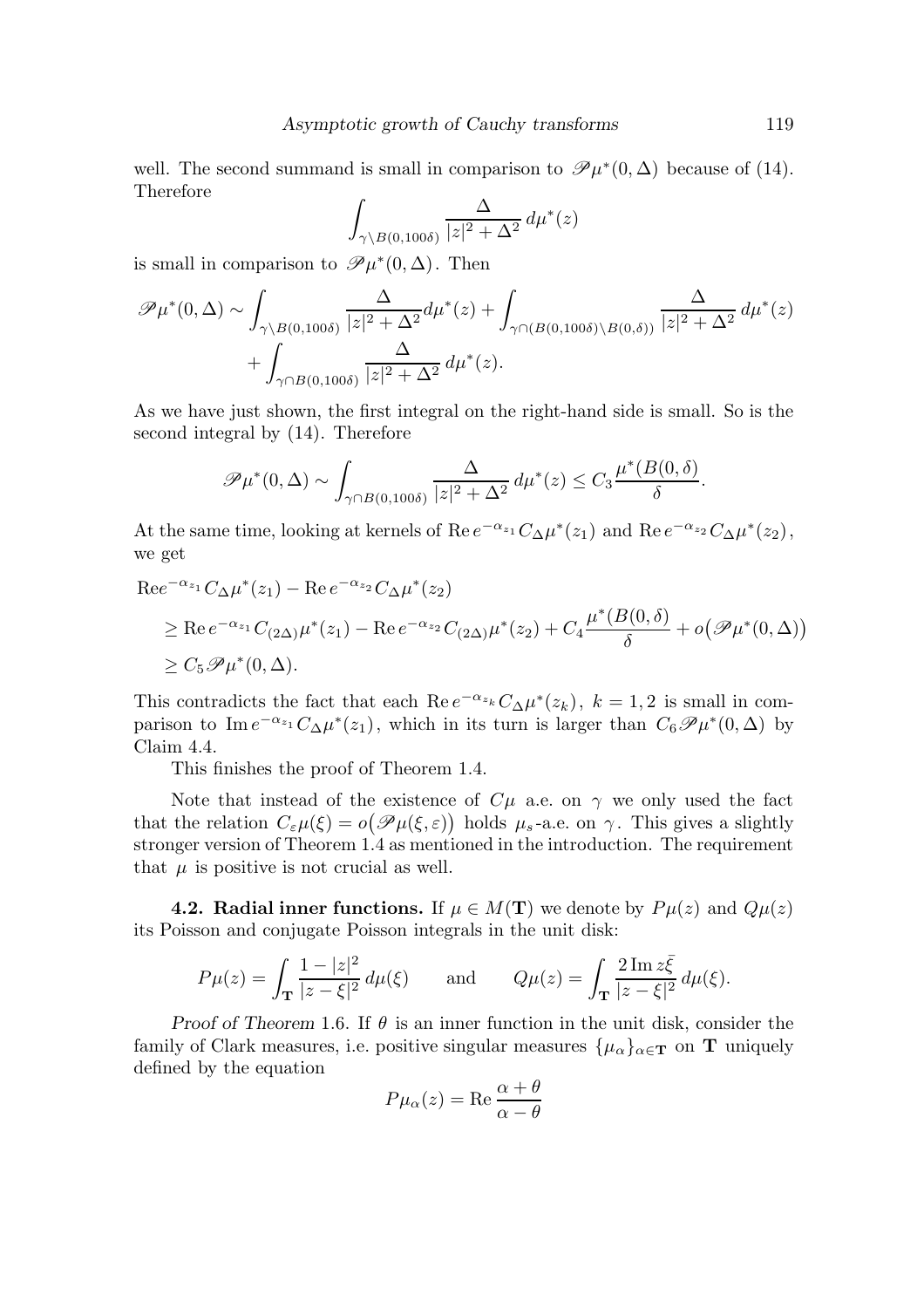well. The second summand is small in comparison to $\mathscr{P}\mu^*(0,\Delta)$ because of (14). Therefore

$$\int_{\gamma\setminus B(0,100\delta)} \frac{\Delta}{|z|^2+\Delta^2}\, d\mu^*(z)$$

is small in comparison to $\mathscr{P}\mu^*(0,\Delta)$. Then

$$\begin{aligned}\mathscr{P}\mu^*(0,\Delta) \sim \int_{\gamma\setminus B(0,100\delta)} \frac{\Delta}{|z|^2+\Delta^2} d\mu^*(z) &+ \int_{\gamma\cap(B(0,100\delta)\setminus B(0,\delta))} \frac{\Delta}{|z|^2+\Delta^2}\, d\mu^*(z) \\ &+ \int_{\gamma\cap B(0,100\delta)} \frac{\Delta}{|z|^2+\Delta^2}\, d\mu^*(z).\end{aligned}$$

As we have just shown, the first integral on the right-hand side is small. So is the second integral by (14). Therefore

$$\mathscr{P}\mu^*(0,\Delta) \sim \int_{\gamma\cap B(0,100\delta)} \frac{\Delta}{|z|^2+\Delta^2}\, d\mu^*(z) \le C_3 \frac{\mu^*(B(0,\delta))}{\delta}.$$

At the same time, looking at kernels of $\operatorname{Re} e^{-\alpha_{z_1}} C_\Delta \mu^*(z_1)$ and $\operatorname{Re} e^{-\alpha_{z_2}} C_\Delta \mu^*(z_2)$, we get

$$\begin{aligned}&\operatorname{Re} e^{-\alpha_{z_1}} C_\Delta \mu^*(z_1) - \operatorname{Re} e^{-\alpha_{z_2}} C_\Delta \mu^*(z_2) \\ &\ge \operatorname{Re} e^{-\alpha_{z_1}} C_{(2\Delta)} \mu^*(z_1) - \operatorname{Re} e^{-\alpha_{z_2}} C_{(2\Delta)} \mu^*(z_2) + C_4 \frac{\mu^*(B(0,\delta))}{\delta} + o\big(\mathscr{P}\mu^*(0,\Delta)\big) \\ &\ge C_5 \mathscr{P}\mu^*(0,\Delta).\end{aligned}$$

This contradicts the fact that each $\operatorname{Re} e^{-\alpha_{z_k}} C_\Delta \mu^*(z_k)$, $k=1,2$ is small in comparison to $\operatorname{Im} e^{-\alpha_{z_1}} C_\Delta \mu^*(z_1)$, which in its turn is larger than $C_6 \mathscr{P}\mu^*(0,\Delta)$ by Claim 4.4.

This finishes the proof of Theorem 1.4.

Note that instead of the existence of $C\mu$ a.e. on $\gamma$ we only used the fact that the relation $C_\varepsilon \mu(\xi) = o\big(\mathscr{P}\mu(\xi,\varepsilon)\big)$ holds $\mu_s$-a.e. on $\gamma$. This gives a slightly stronger version of Theorem 1.4 as mentioned in the introduction. The requirement that $\mu$ is positive is not crucial as well.

**4.2. Radial inner functions.** If $\mu \in M(\mathbf{T})$ we denote by $P\mu(z)$ and $Q\mu(z)$ its Poisson and conjugate Poisson integrals in the unit disk:

$$P\mu(z) = \int_{\mathbf{T}} \frac{1-|z|^2}{|z-\xi|^2}\, d\mu(\xi) \qquad \text{and} \qquad Q\mu(z) = \int_{\mathbf{T}} \frac{2\operatorname{Im} z\bar{\xi}}{|z-\xi|^2}\, d\mu(\xi).$$

*Proof of Theorem* 1.6. If $\theta$ is an inner function in the unit disk, consider the family of Clark measures, i.e. positive singular measures $\{\mu_\alpha\}_{\alpha\in\mathbf{T}}$ on $\mathbf{T}$ uniquely defined by the equation

$$P\mu_\alpha(z) = \operatorname{Re} \frac{\alpha+\theta}{\alpha-\theta}$$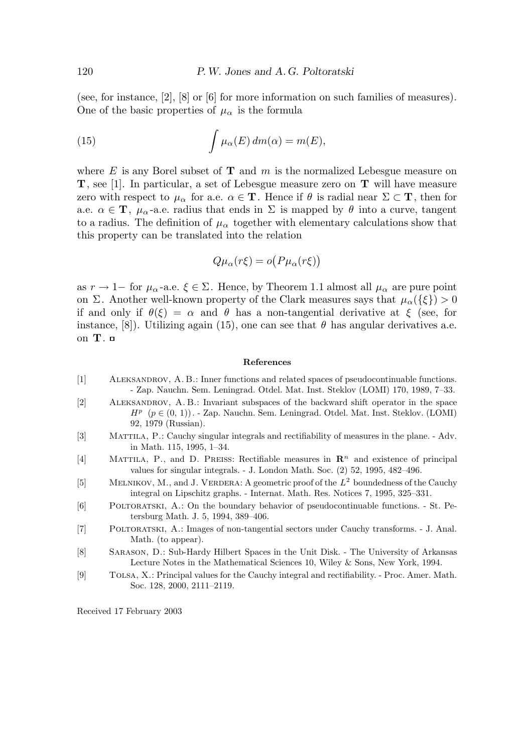(see, for instance, [2], [8] or [6] for more information on such families of measures). One of the basic properties of $\mu_\alpha$ is the formula

$$\int \mu_\alpha(E)\, dm(\alpha) = m(E), \tag{15}$$

where $E$ is any Borel subset of $\mathbf{T}$ and $m$ is the normalized Lebesgue measure on $\mathbf{T}$, see [1]. In particular, a set of Lebesgue measure zero on $\mathbf{T}$ will have measure zero with respect to $\mu_\alpha$ for a.e. $\alpha \in \mathbf{T}$. Hence if $\theta$ is radial near $\Sigma \subset \mathbf{T}$, then for a.e. $\alpha \in \mathbf{T}$, $\mu_\alpha$-a.e. radius that ends in $\Sigma$ is mapped by $\theta$ into a curve, tangent to a radius. The definition of $\mu_\alpha$ together with elementary calculations show that this property can be translated into the relation

$$Q\mu_\alpha(r\xi) = o\bigl(P\mu_\alpha(r\xi)\bigr)$$

as $r \to 1-$ for $\mu_\alpha$-a.e. $\xi \in \Sigma$. Hence, by Theorem 1.1 almost all $\mu_\alpha$ are pure point on $\Sigma$. Another well-known property of the Clark measures says that $\mu_\alpha(\{\xi\}) > 0$ if and only if $\theta(\xi) = \alpha$ and $\theta$ has a non-tangential derivative at $\xi$ (see, for instance, [8]). Utilizing again (15), one can see that $\theta$ has angular derivatives a.e. on $\mathbf{T}$. □

### References

[1] Aleksandrov, A. B.: Inner functions and related spaces of pseudocontinuable functions. - Zap. Nauchn. Sem. Leningrad. Otdel. Mat. Inst. Steklov (LOMI) 170, 1989, 7–33.

[2] Aleksandrov, A. B.: Invariant subspaces of the backward shift operator in the space $H^p$ $(p \in (0,1))$. - Zap. Nauchn. Sem. Leningrad. Otdel. Mat. Inst. Steklov. (LOMI) 92, 1979 (Russian).

[3] Mattila, P.: Cauchy singular integrals and rectifiability of measures in the plane. - Adv. in Math. 115, 1995, 1–34.

[4] Mattila, P., and D. Preiss: Rectifiable measures in $\mathbf{R}^n$ and existence of principal values for singular integrals. - J. London Math. Soc. (2) 52, 1995, 482–496.

[5] Melnikov, M., and J. Verdera: A geometric proof of the $L^2$ boundedness of the Cauchy integral on Lipschitz graphs. - Internat. Math. Res. Notices 7, 1995, 325–331.

[6] Poltoratski, A.: On the boundary behavior of pseudocontinuable functions. - St. Petersburg Math. J. 5, 1994, 389–406.

[7] Poltoratski, A.: Images of non-tangential sectors under Cauchy transforms. - J. Anal. Math. (to appear).

[8] Sarason, D.: Sub-Hardy Hilbert Spaces in the Unit Disk. - The University of Arkansas Lecture Notes in the Mathematical Sciences 10, Wiley & Sons, New York, 1994.

[9] Tolsa, X.: Principal values for the Cauchy integral and rectifiability. - Proc. Amer. Math. Soc. 128, 2000, 2111–2119.

Received 17 February 2003